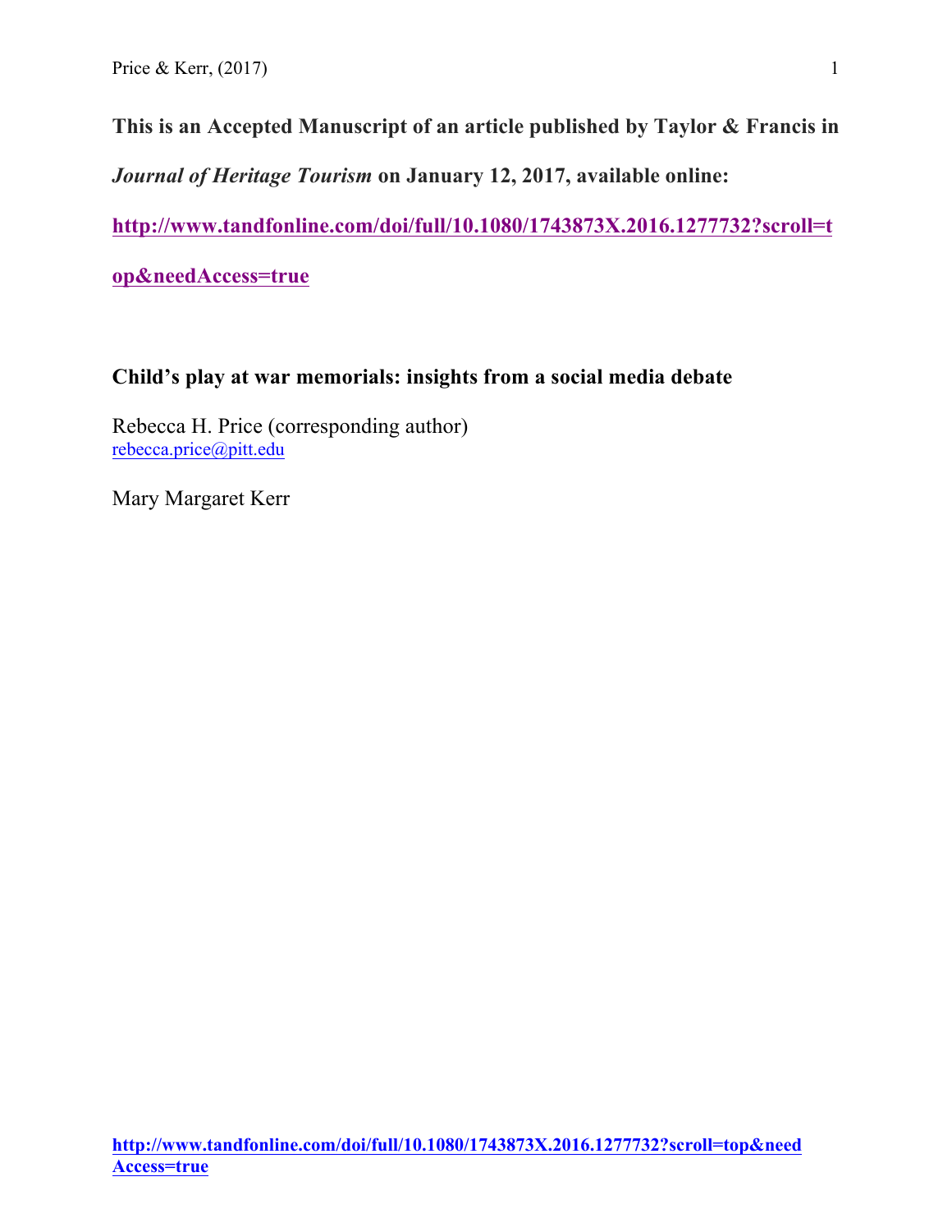**This is an Accepted Manuscript of an article published by Taylor & Francis in *Journal of Heritage Tourism* on January 12, 2017, available online: [http://www.tandfonline.com/doi/full/10.1080/1743873X.2016.1277732?scroll=top&needAccess=true](http://www.tandfonline.com/doi/full/10.1080/1743873X.2016.1277732?scroll=top&needAccess=true)**

# Child's play at war memorials: insights from a social media debate

Rebecca H. Price (corresponding author)
rebecca.price@pitt.edu

Mary Margaret Kerr

**[http://www.tandfonline.com/doi/full/10.1080/1743873X.2016.1277732?scroll=top&needAccess=true](http://www.tandfonline.com/doi/full/10.1080/1743873X.2016.1277732?scroll=top&needAccess=true)**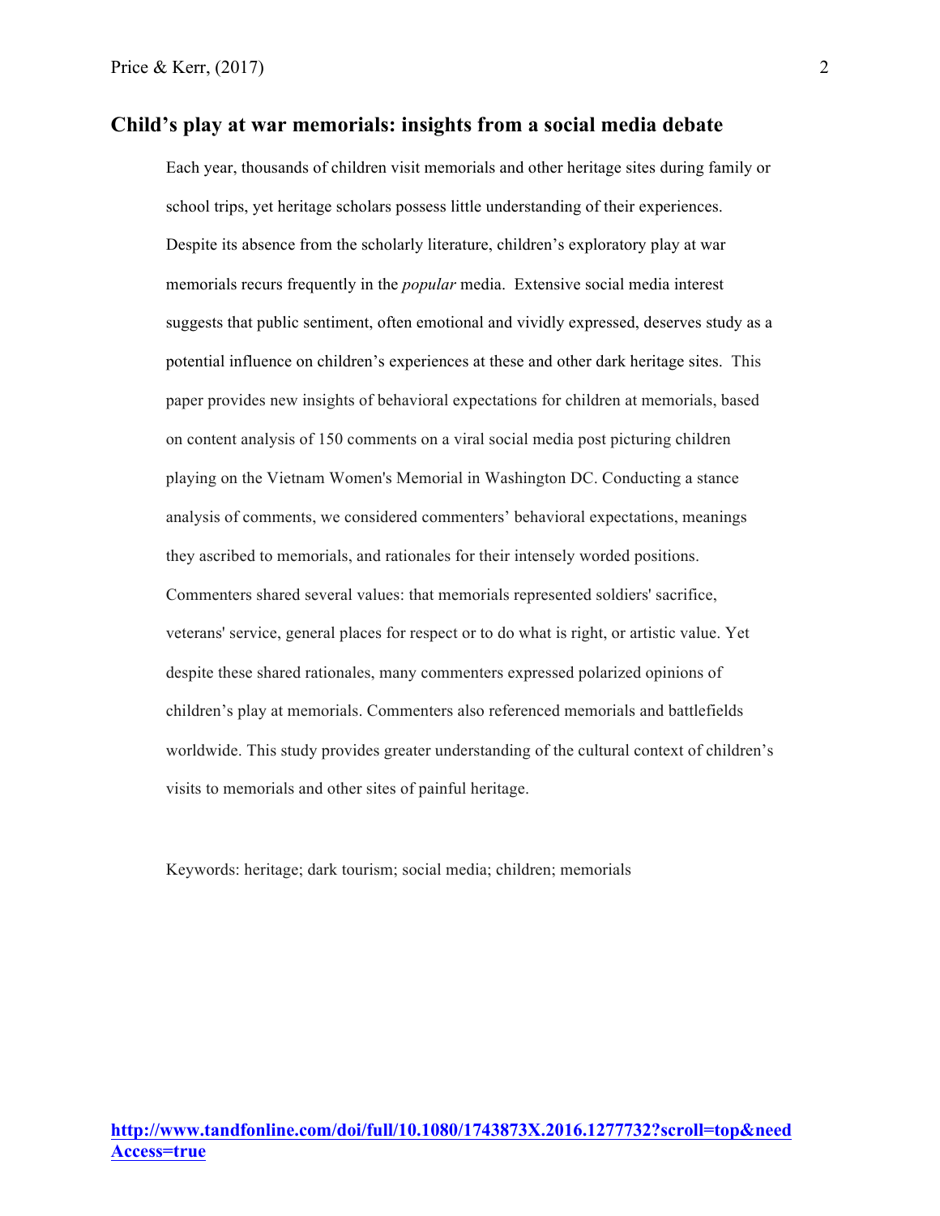## Child's play at war memorials: insights from a social media debate

Each year, thousands of children visit memorials and other heritage sites during family or school trips, yet heritage scholars possess little understanding of their experiences. Despite its absence from the scholarly literature, children's exploratory play at war memorials recurs frequently in the *popular* media. Extensive social media interest suggests that public sentiment, often emotional and vividly expressed, deserves study as a potential influence on children's experiences at these and other dark heritage sites. This paper provides new insights of behavioral expectations for children at memorials, based on content analysis of 150 comments on a viral social media post picturing children playing on the Vietnam Women's Memorial in Washington DC. Conducting a stance analysis of comments, we considered commenters' behavioral expectations, meanings they ascribed to memorials, and rationales for their intensely worded positions. Commenters shared several values: that memorials represented soldiers' sacrifice, veterans' service, general places for respect or to do what is right, or artistic value. Yet despite these shared rationales, many commenters expressed polarized opinions of children's play at memorials. Commenters also referenced memorials and battlefields worldwide. This study provides greater understanding of the cultural context of children's visits to memorials and other sites of painful heritage.

Keywords: heritage; dark tourism; social media; children; memorials

**[http://www.tandfonline.com/doi/full/10.1080/1743873X.2016.1277732?scroll=top&needAccess=true](http://www.tandfonline.com/doi/full/10.1080/1743873X.2016.1277732?scroll=top&needAccess=true)**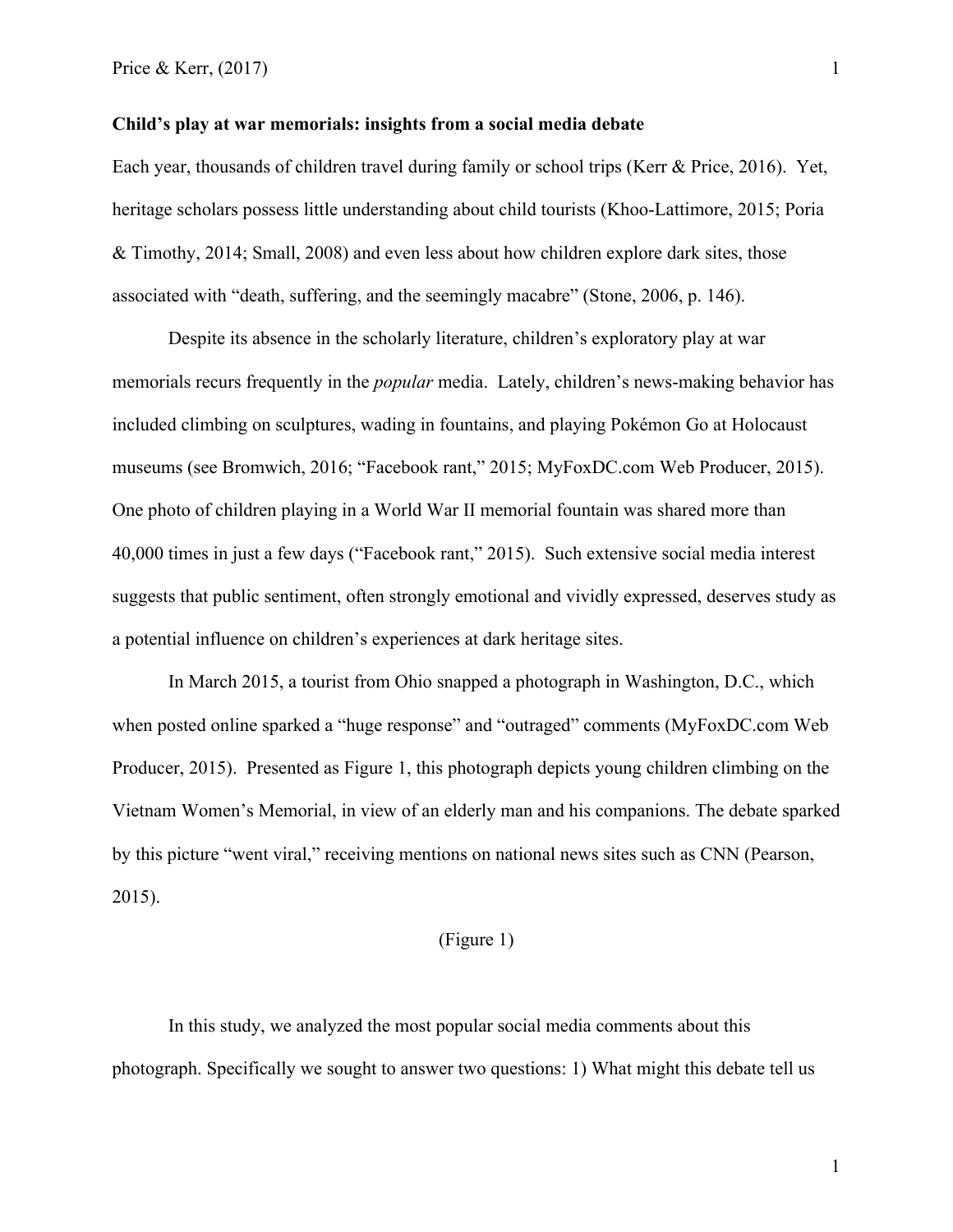**Child's play at war memorials: insights from a social media debate**

Each year, thousands of children travel during family or school trips (Kerr & Price, 2016). Yet, heritage scholars possess little understanding about child tourists (Khoo-Lattimore, 2015; Poria & Timothy, 2014; Small, 2008) and even less about how children explore dark sites, those associated with "death, suffering, and the seemingly macabre" (Stone, 2006, p. 146).

Despite its absence in the scholarly literature, children's exploratory play at war memorials recurs frequently in the *popular* media. Lately, children's news-making behavior has included climbing on sculptures, wading in fountains, and playing Pokémon Go at Holocaust museums (see Bromwich, 2016; "Facebook rant," 2015; MyFoxDC.com Web Producer, 2015). One photo of children playing in a World War II memorial fountain was shared more than 40,000 times in just a few days ("Facebook rant," 2015). Such extensive social media interest suggests that public sentiment, often strongly emotional and vividly expressed, deserves study as a potential influence on children's experiences at dark heritage sites.

In March 2015, a tourist from Ohio snapped a photograph in Washington, D.C., which when posted online sparked a "huge response" and "outraged" comments (MyFoxDC.com Web Producer, 2015). Presented as Figure 1, this photograph depicts young children climbing on the Vietnam Women's Memorial, in view of an elderly man and his companions. The debate sparked by this picture "went viral," receiving mentions on national news sites such as CNN (Pearson, 2015).

(Figure 1)

In this study, we analyzed the most popular social media comments about this photograph. Specifically we sought to answer two questions: 1) What might this debate tell us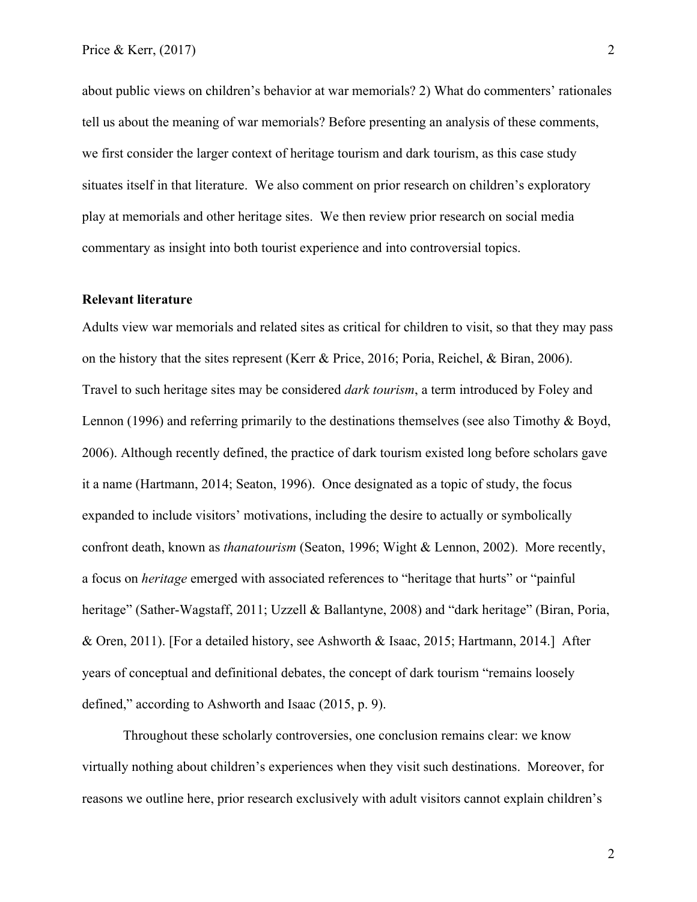about public views on children's behavior at war memorials? 2) What do commenters' rationales tell us about the meaning of war memorials? Before presenting an analysis of these comments, we first consider the larger context of heritage tourism and dark tourism, as this case study situates itself in that literature. We also comment on prior research on children's exploratory play at memorials and other heritage sites. We then review prior research on social media commentary as insight into both tourist experience and into controversial topics.

**Relevant literature**

Adults view war memorials and related sites as critical for children to visit, so that they may pass on the history that the sites represent (Kerr & Price, 2016; Poria, Reichel, & Biran, 2006). Travel to such heritage sites may be considered *dark tourism*, a term introduced by Foley and Lennon (1996) and referring primarily to the destinations themselves (see also Timothy & Boyd, 2006). Although recently defined, the practice of dark tourism existed long before scholars gave it a name (Hartmann, 2014; Seaton, 1996). Once designated as a topic of study, the focus expanded to include visitors' motivations, including the desire to actually or symbolically confront death, known as *thanatourism* (Seaton, 1996; Wight & Lennon, 2002). More recently, a focus on *heritage* emerged with associated references to "heritage that hurts" or "painful heritage" (Sather-Wagstaff, 2011; Uzzell & Ballantyne, 2008) and "dark heritage" (Biran, Poria, & Oren, 2011). [For a detailed history, see Ashworth & Isaac, 2015; Hartmann, 2014.] After years of conceptual and definitional debates, the concept of dark tourism "remains loosely defined," according to Ashworth and Isaac (2015, p. 9).

Throughout these scholarly controversies, one conclusion remains clear: we know virtually nothing about children's experiences when they visit such destinations. Moreover, for reasons we outline here, prior research exclusively with adult visitors cannot explain children's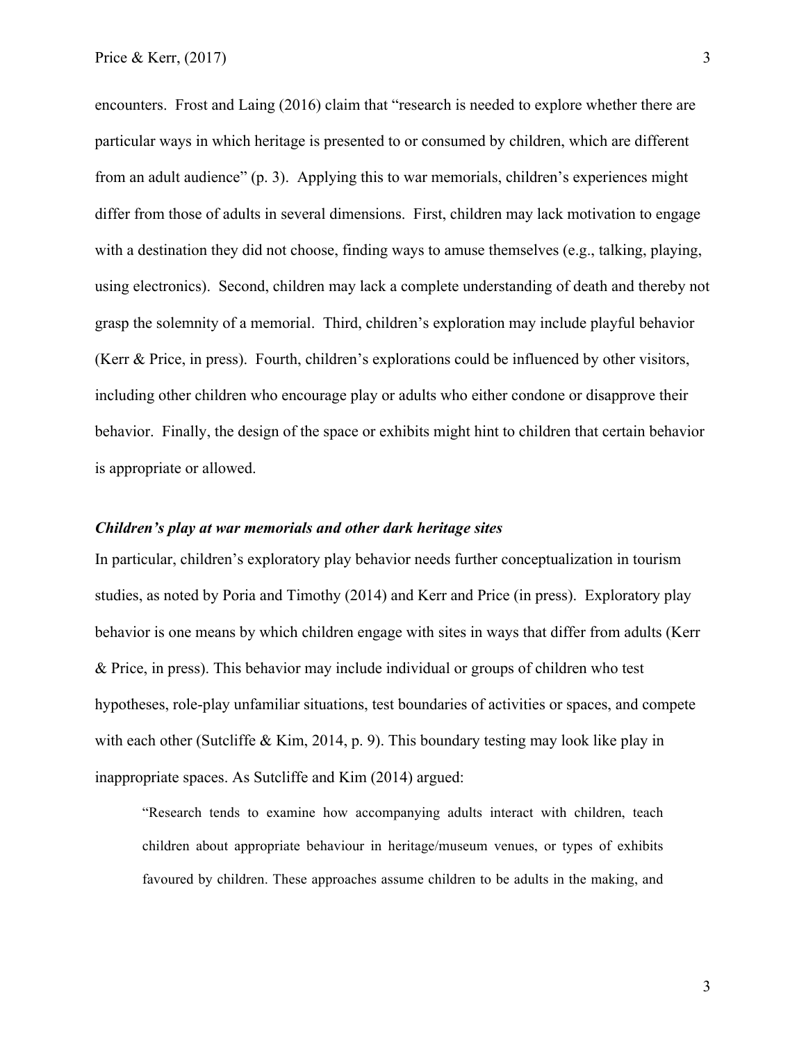encounters. Frost and Laing (2016) claim that "research is needed to explore whether there are particular ways in which heritage is presented to or consumed by children, which are different from an adult audience" (p. 3). Applying this to war memorials, children's experiences might differ from those of adults in several dimensions. First, children may lack motivation to engage with a destination they did not choose, finding ways to amuse themselves (e.g., talking, playing, using electronics). Second, children may lack a complete understanding of death and thereby not grasp the solemnity of a memorial. Third, children's exploration may include playful behavior (Kerr & Price, in press). Fourth, children's explorations could be influenced by other visitors, including other children who encourage play or adults who either condone or disapprove their behavior. Finally, the design of the space or exhibits might hint to children that certain behavior is appropriate or allowed.

### *Children's play at war memorials and other dark heritage sites*

In particular, children's exploratory play behavior needs further conceptualization in tourism studies, as noted by Poria and Timothy (2014) and Kerr and Price (in press). Exploratory play behavior is one means by which children engage with sites in ways that differ from adults (Kerr & Price, in press). This behavior may include individual or groups of children who test hypotheses, role-play unfamiliar situations, test boundaries of activities or spaces, and compete with each other (Sutcliffe & Kim, 2014, p. 9). This boundary testing may look like play in inappropriate spaces. As Sutcliffe and Kim (2014) argued:

> "Research tends to examine how accompanying adults interact with children, teach children about appropriate behaviour in heritage/museum venues, or types of exhibits favoured by children. These approaches assume children to be adults in the making, and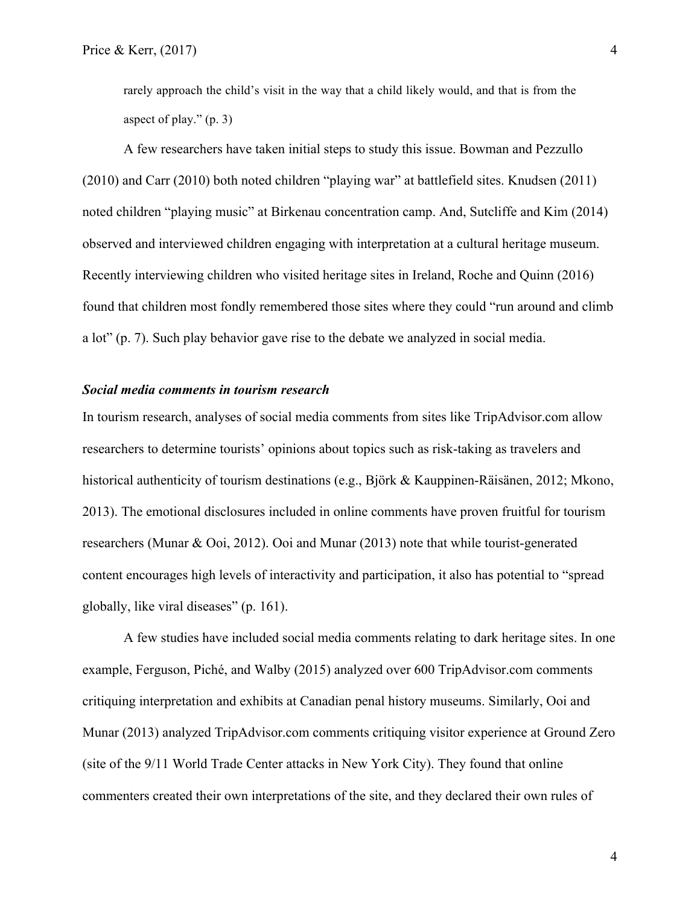rarely approach the child's visit in the way that a child likely would, and that is from the aspect of play." (p. 3)

A few researchers have taken initial steps to study this issue. Bowman and Pezzullo (2010) and Carr (2010) both noted children "playing war" at battlefield sites. Knudsen (2011) noted children "playing music" at Birkenau concentration camp. And, Sutcliffe and Kim (2014) observed and interviewed children engaging with interpretation at a cultural heritage museum. Recently interviewing children who visited heritage sites in Ireland, Roche and Quinn (2016) found that children most fondly remembered those sites where they could "run around and climb a lot" (p. 7). Such play behavior gave rise to the debate we analyzed in social media.

***Social media comments in tourism research***

In tourism research, analyses of social media comments from sites like TripAdvisor.com allow researchers to determine tourists' opinions about topics such as risk-taking as travelers and historical authenticity of tourism destinations (e.g., Björk & Kauppinen-Räisänen, 2012; Mkono, 2013). The emotional disclosures included in online comments have proven fruitful for tourism researchers (Munar & Ooi, 2012). Ooi and Munar (2013) note that while tourist-generated content encourages high levels of interactivity and participation, it also has potential to "spread globally, like viral diseases" (p. 161).

A few studies have included social media comments relating to dark heritage sites. In one example, Ferguson, Piché, and Walby (2015) analyzed over 600 TripAdvisor.com comments critiquing interpretation and exhibits at Canadian penal history museums. Similarly, Ooi and Munar (2013) analyzed TripAdvisor.com comments critiquing visitor experience at Ground Zero (site of the 9/11 World Trade Center attacks in New York City). They found that online commenters created their own interpretations of the site, and they declared their own rules of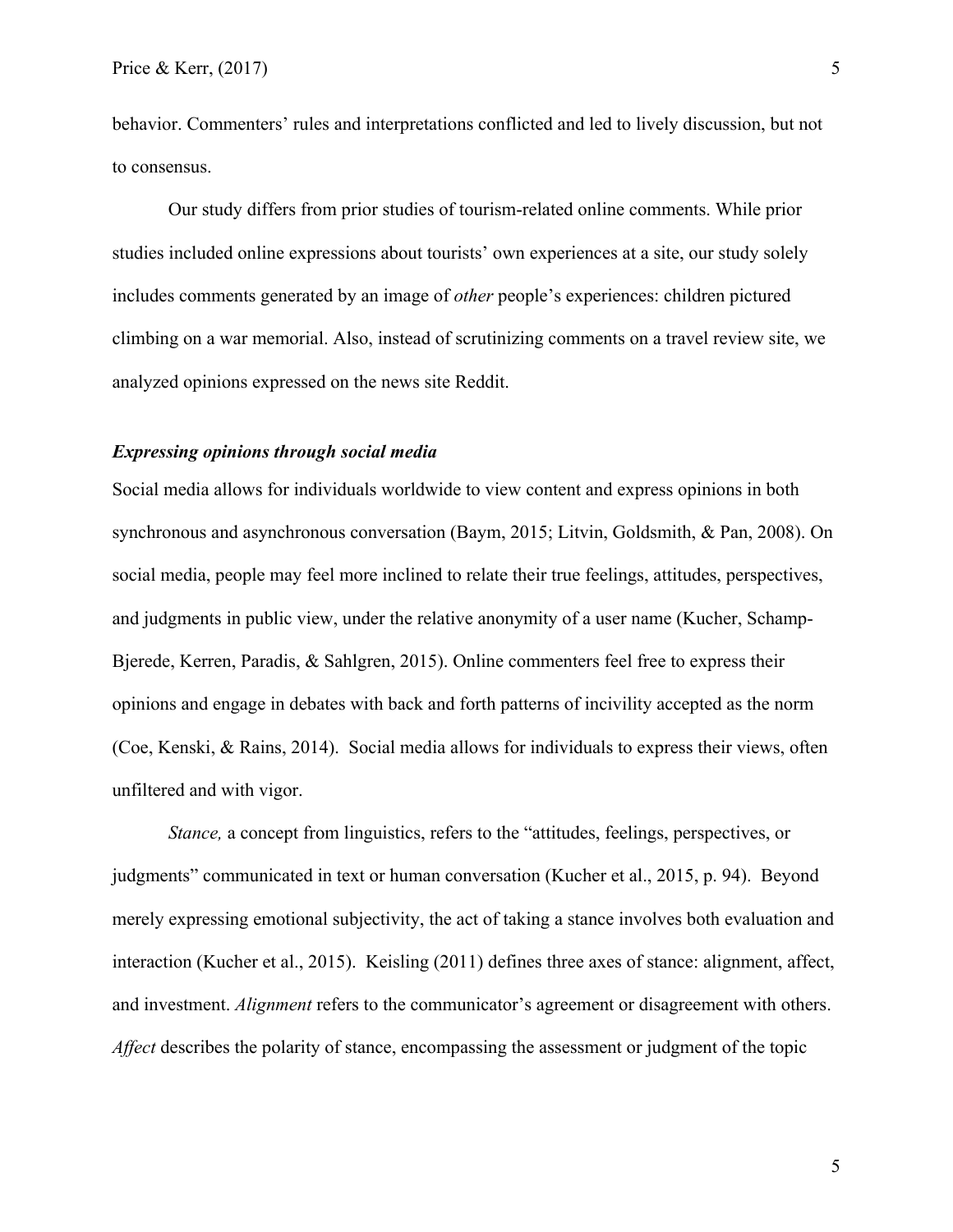behavior. Commenters' rules and interpretations conflicted and led to lively discussion, but not to consensus.

Our study differs from prior studies of tourism-related online comments. While prior studies included online expressions about tourists' own experiences at a site, our study solely includes comments generated by an image of *other* people's experiences: children pictured climbing on a war memorial. Also, instead of scrutinizing comments on a travel review site, we analyzed opinions expressed on the news site Reddit.

### *Expressing opinions through social media*

Social media allows for individuals worldwide to view content and express opinions in both synchronous and asynchronous conversation (Baym, 2015; Litvin, Goldsmith, & Pan, 2008). On social media, people may feel more inclined to relate their true feelings, attitudes, perspectives, and judgments in public view, under the relative anonymity of a user name (Kucher, Schamp-Bjerede, Kerren, Paradis, & Sahlgren, 2015). Online commenters feel free to express their opinions and engage in debates with back and forth patterns of incivility accepted as the norm (Coe, Kenski, & Rains, 2014). Social media allows for individuals to express their views, often unfiltered and with vigor.

*Stance,* a concept from linguistics, refers to the "attitudes, feelings, perspectives, or judgments" communicated in text or human conversation (Kucher et al., 2015, p. 94). Beyond merely expressing emotional subjectivity, the act of taking a stance involves both evaluation and interaction (Kucher et al., 2015). Keisling (2011) defines three axes of stance: alignment, affect, and investment. *Alignment* refers to the communicator's agreement or disagreement with others. *Affect* describes the polarity of stance, encompassing the assessment or judgment of the topic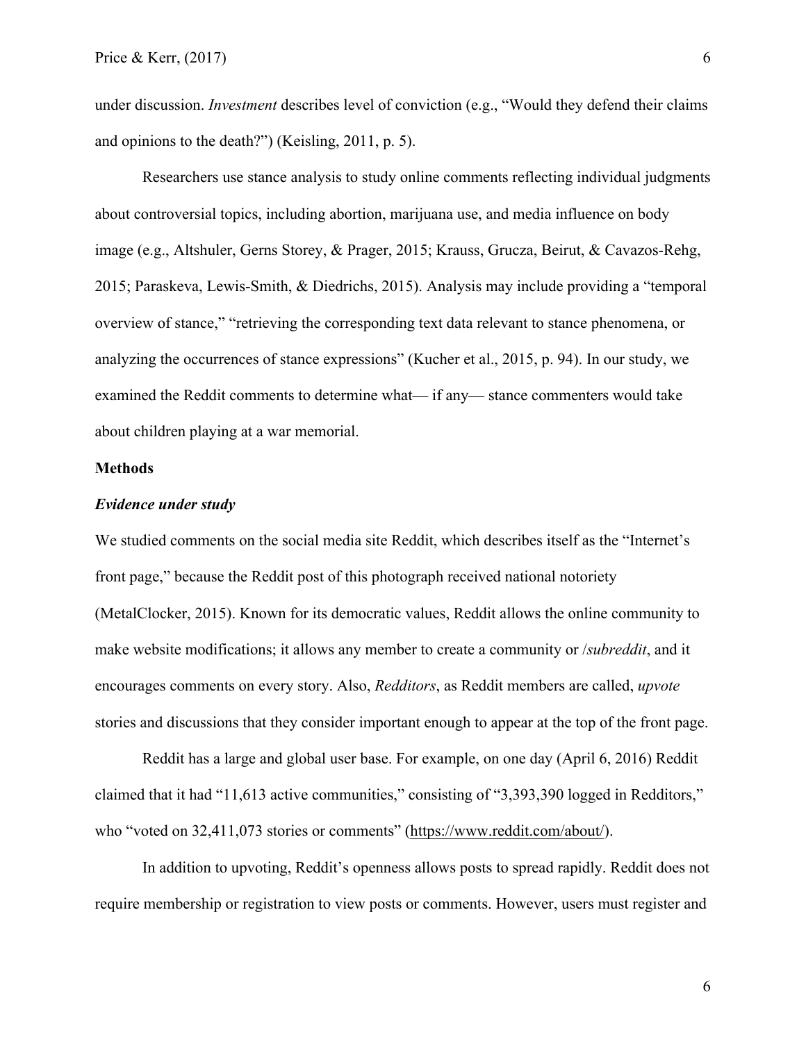under discussion. *Investment* describes level of conviction (e.g., "Would they defend their claims and opinions to the death?") (Keisling, 2011, p. 5).

Researchers use stance analysis to study online comments reflecting individual judgments about controversial topics, including abortion, marijuana use, and media influence on body image (e.g., Altshuler, Gerns Storey, & Prager, 2015; Krauss, Grucza, Beirut, & Cavazos-Rehg, 2015; Paraskeva, Lewis-Smith, & Diedrichs, 2015). Analysis may include providing a "temporal overview of stance," "retrieving the corresponding text data relevant to stance phenomena, or analyzing the occurrences of stance expressions" (Kucher et al., 2015, p. 94). In our study, we examined the Reddit comments to determine what— if any— stance commenters would take about children playing at a war memorial.

## Methods

### *Evidence under study*

We studied comments on the social media site Reddit, which describes itself as the "Internet's front page," because the Reddit post of this photograph received national notoriety (MetalClocker, 2015). Known for its democratic values, Reddit allows the online community to make website modifications; it allows any member to create a community or /*subreddit*, and it encourages comments on every story. Also, *Redditors*, as Reddit members are called, *upvote* stories and discussions that they consider important enough to appear at the top of the front page.

Reddit has a large and global user base. For example, on one day (April 6, 2016) Reddit claimed that it had "11,613 active communities," consisting of "3,393,390 logged in Redditors," who "voted on 32,411,073 stories or comments" (https://www.reddit.com/about/).

In addition to upvoting, Reddit's openness allows posts to spread rapidly. Reddit does not require membership or registration to view posts or comments. However, users must register and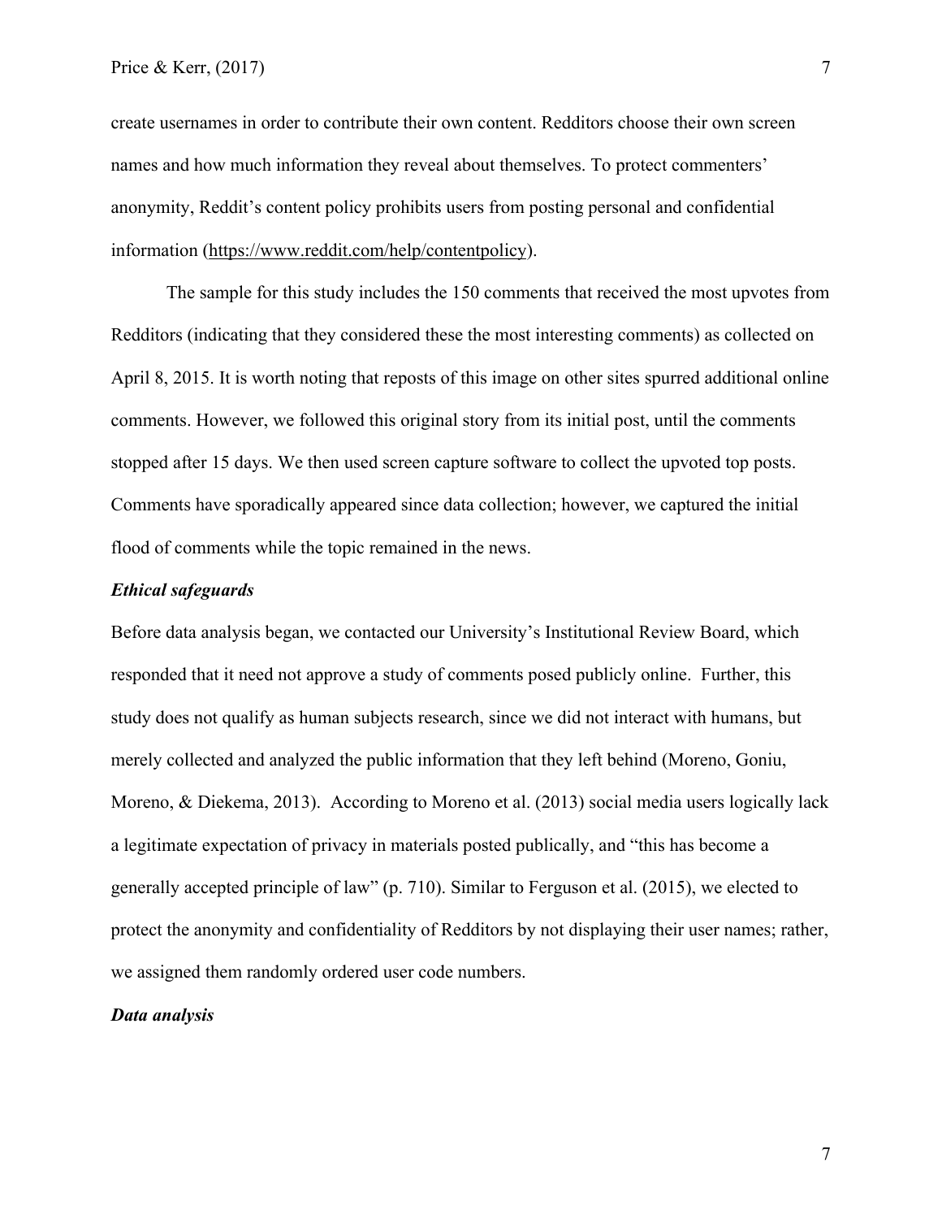create usernames in order to contribute their own content. Redditors choose their own screen names and how much information they reveal about themselves. To protect commenters' anonymity, Reddit's content policy prohibits users from posting personal and confidential information (https://www.reddit.com/help/contentpolicy).

The sample for this study includes the 150 comments that received the most upvotes from Redditors (indicating that they considered these the most interesting comments) as collected on April 8, 2015. It is worth noting that reposts of this image on other sites spurred additional online comments. However, we followed this original story from its initial post, until the comments stopped after 15 days. We then used screen capture software to collect the upvoted top posts. Comments have sporadically appeared since data collection; however, we captured the initial flood of comments while the topic remained in the news.

### *Ethical safeguards*

Before data analysis began, we contacted our University's Institutional Review Board, which responded that it need not approve a study of comments posed publicly online. Further, this study does not qualify as human subjects research, since we did not interact with humans, but merely collected and analyzed the public information that they left behind (Moreno, Goniu, Moreno, & Diekema, 2013). According to Moreno et al. (2013) social media users logically lack a legitimate expectation of privacy in materials posted publically, and "this has become a generally accepted principle of law" (p. 710). Similar to Ferguson et al. (2015), we elected to protect the anonymity and confidentiality of Redditors by not displaying their user names; rather, we assigned them randomly ordered user code numbers.

### *Data analysis*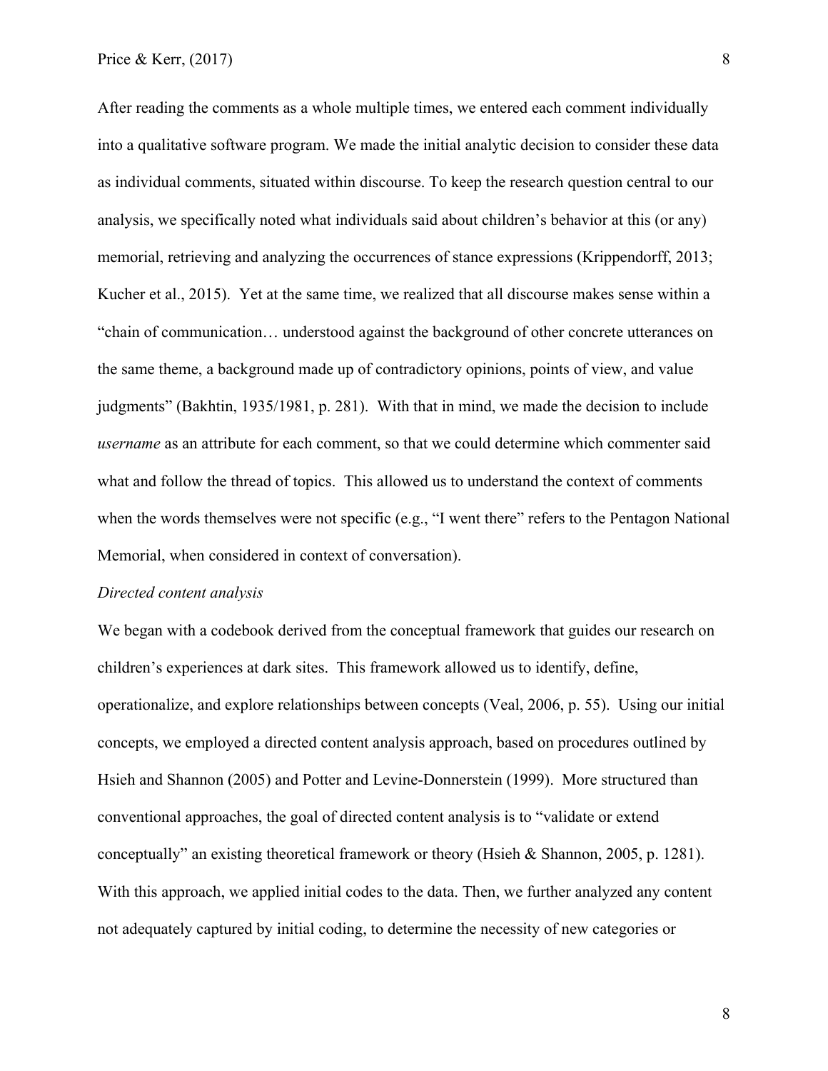After reading the comments as a whole multiple times, we entered each comment individually into a qualitative software program. We made the initial analytic decision to consider these data as individual comments, situated within discourse. To keep the research question central to our analysis, we specifically noted what individuals said about children's behavior at this (or any) memorial, retrieving and analyzing the occurrences of stance expressions (Krippendorff, 2013; Kucher et al., 2015). Yet at the same time, we realized that all discourse makes sense within a "chain of communication… understood against the background of other concrete utterances on the same theme, a background made up of contradictory opinions, points of view, and value judgments" (Bakhtin, 1935/1981, p. 281). With that in mind, we made the decision to include *username* as an attribute for each comment, so that we could determine which commenter said what and follow the thread of topics. This allowed us to understand the context of comments when the words themselves were not specific (e.g., "I went there" refers to the Pentagon National Memorial, when considered in context of conversation).

*Directed content analysis*

We began with a codebook derived from the conceptual framework that guides our research on children's experiences at dark sites. This framework allowed us to identify, define, operationalize, and explore relationships between concepts (Veal, 2006, p. 55). Using our initial concepts, we employed a directed content analysis approach, based on procedures outlined by Hsieh and Shannon (2005) and Potter and Levine-Donnerstein (1999). More structured than conventional approaches, the goal of directed content analysis is to "validate or extend conceptually" an existing theoretical framework or theory (Hsieh & Shannon, 2005, p. 1281). With this approach, we applied initial codes to the data. Then, we further analyzed any content not adequately captured by initial coding, to determine the necessity of new categories or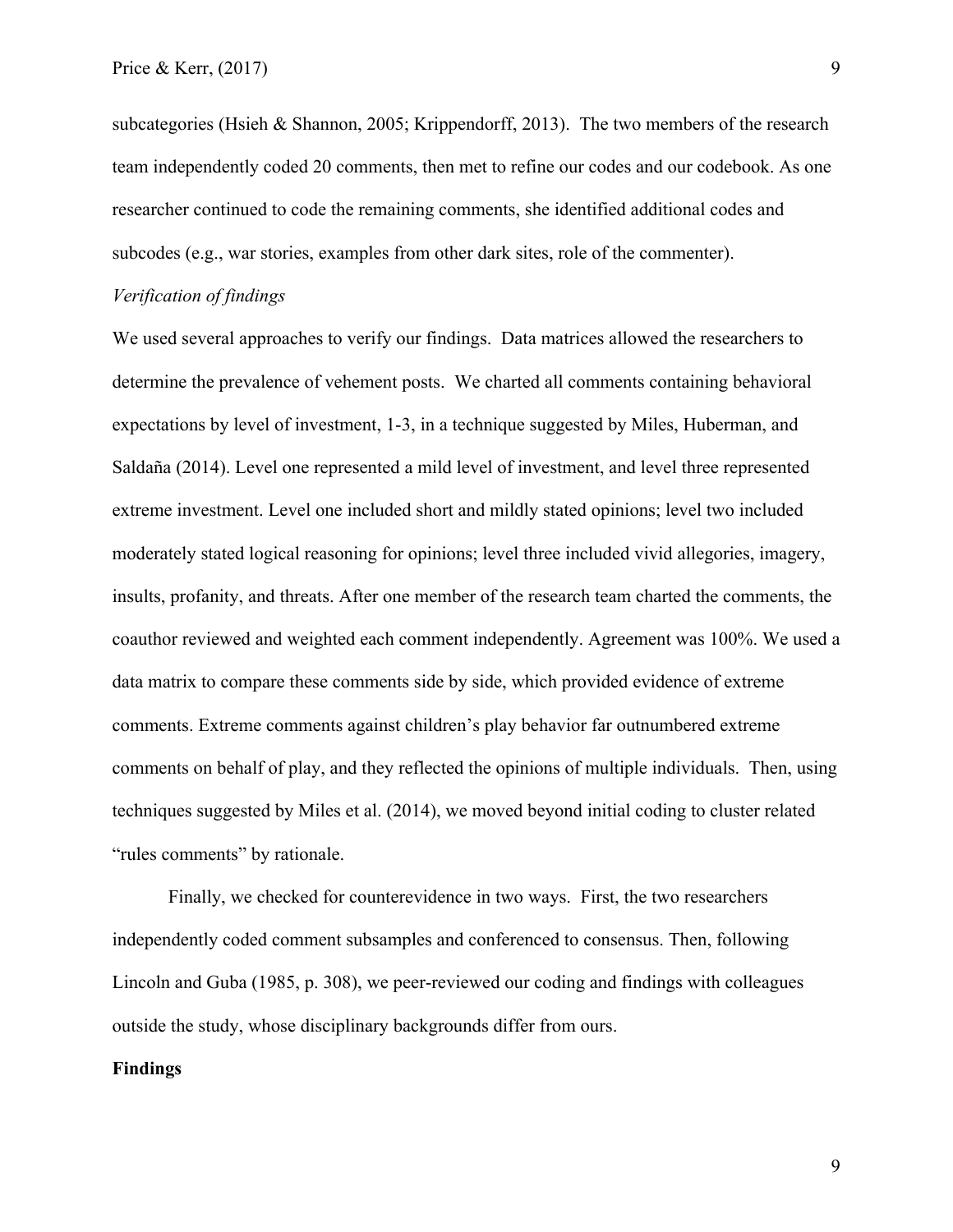subcategories (Hsieh & Shannon, 2005; Krippendorff, 2013). The two members of the research team independently coded 20 comments, then met to refine our codes and our codebook. As one researcher continued to code the remaining comments, she identified additional codes and subcodes (e.g., war stories, examples from other dark sites, role of the commenter).

*Verification of findings*

We used several approaches to verify our findings. Data matrices allowed the researchers to determine the prevalence of vehement posts. We charted all comments containing behavioral expectations by level of investment, 1-3, in a technique suggested by Miles, Huberman, and Saldaña (2014). Level one represented a mild level of investment, and level three represented extreme investment. Level one included short and mildly stated opinions; level two included moderately stated logical reasoning for opinions; level three included vivid allegories, imagery, insults, profanity, and threats. After one member of the research team charted the comments, the coauthor reviewed and weighted each comment independently. Agreement was 100%. We used a data matrix to compare these comments side by side, which provided evidence of extreme comments. Extreme comments against children's play behavior far outnumbered extreme comments on behalf of play, and they reflected the opinions of multiple individuals. Then, using techniques suggested by Miles et al. (2014), we moved beyond initial coding to cluster related "rules comments" by rationale.

Finally, we checked for counterevidence in two ways. First, the two researchers independently coded comment subsamples and conferenced to consensus. Then, following Lincoln and Guba (1985, p. 308), we peer-reviewed our coding and findings with colleagues outside the study, whose disciplinary backgrounds differ from ours.

## Findings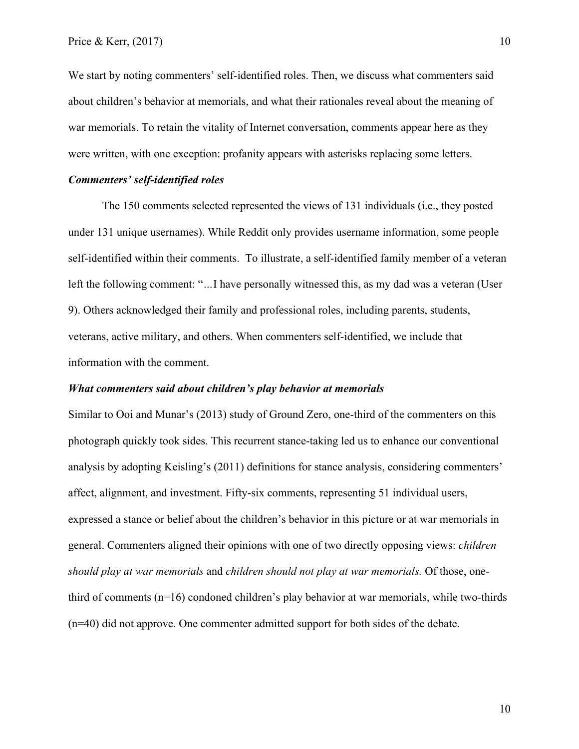We start by noting commenters' self-identified roles. Then, we discuss what commenters said about children's behavior at memorials, and what their rationales reveal about the meaning of war memorials. To retain the vitality of Internet conversation, comments appear here as they were written, with one exception: profanity appears with asterisks replacing some letters.

### *Commenters' self-identified roles*

The 150 comments selected represented the views of 131 individuals (i.e., they posted under 131 unique usernames). While Reddit only provides username information, some people self-identified within their comments. To illustrate, a self-identified family member of a veteran left the following comment: "...I have personally witnessed this, as my dad was a veteran (User 9). Others acknowledged their family and professional roles, including parents, students, veterans, active military, and others. When commenters self-identified, we include that information with the comment.

### *What commenters said about children's play behavior at memorials*

Similar to Ooi and Munar's (2013) study of Ground Zero, one-third of the commenters on this photograph quickly took sides. This recurrent stance-taking led us to enhance our conventional analysis by adopting Keisling's (2011) definitions for stance analysis, considering commenters' affect, alignment, and investment. Fifty-six comments, representing 51 individual users, expressed a stance or belief about the children's behavior in this picture or at war memorials in general. Commenters aligned their opinions with one of two directly opposing views: *children should play at war memorials* and *children should not play at war memorials.* Of those, one-third of comments (n=16) condoned children's play behavior at war memorials, while two-thirds (n=40) did not approve. One commenter admitted support for both sides of the debate.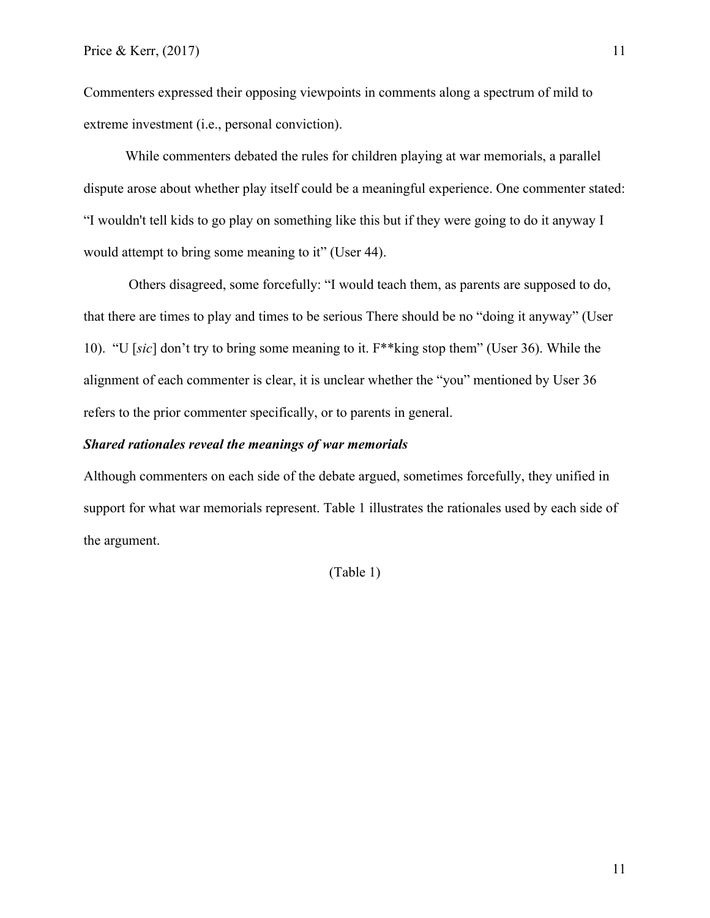Commenters expressed their opposing viewpoints in comments along a spectrum of mild to extreme investment (i.e., personal conviction).

While commenters debated the rules for children playing at war memorials, a parallel dispute arose about whether play itself could be a meaningful experience. One commenter stated: “I wouldn't tell kids to go play on something like this but if they were going to do it anyway I would attempt to bring some meaning to it” (User 44).

Others disagreed, some forcefully: “I would teach them, as parents are supposed to do, that there are times to play and times to be serious There should be no “doing it anyway” (User 10). “U [*sic*] don’t try to bring some meaning to it. F**king stop them” (User 36). While the alignment of each commenter is clear, it is unclear whether the “you” mentioned by User 36 refers to the prior commenter specifically, or to parents in general.

***Shared rationales reveal the meanings of war memorials***

Although commenters on each side of the debate argued, sometimes forcefully, they unified in support for what war memorials represent. Table 1 illustrates the rationales used by each side of the argument.

(Table 1)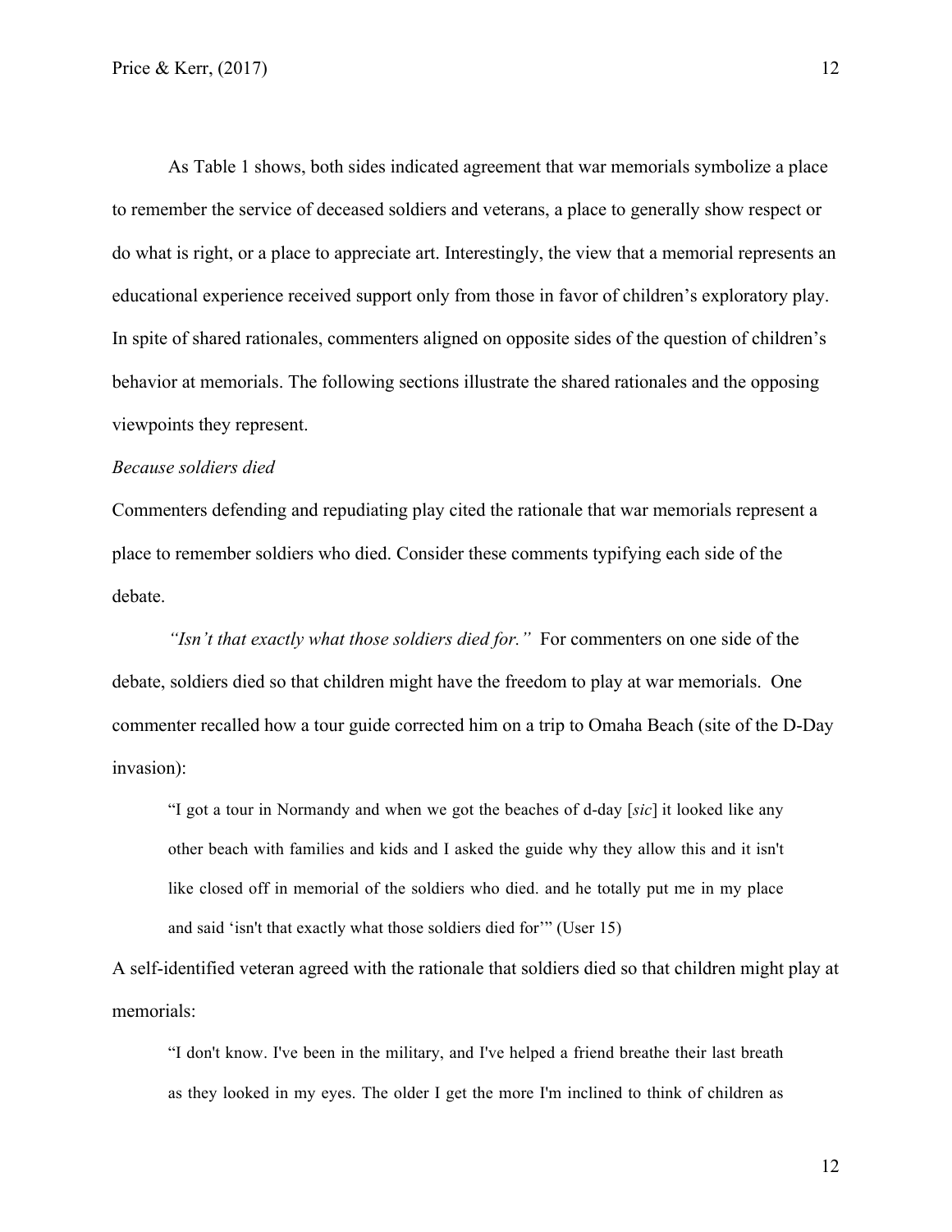As Table 1 shows, both sides indicated agreement that war memorials symbolize a place to remember the service of deceased soldiers and veterans, a place to generally show respect or do what is right, or a place to appreciate art. Interestingly, the view that a memorial represents an educational experience received support only from those in favor of children's exploratory play. In spite of shared rationales, commenters aligned on opposite sides of the question of children's behavior at memorials. The following sections illustrate the shared rationales and the opposing viewpoints they represent.

*Because soldiers died*

Commenters defending and repudiating play cited the rationale that war memorials represent a place to remember soldiers who died. Consider these comments typifying each side of the debate.

*"Isn't that exactly what those soldiers died for."* For commenters on one side of the debate, soldiers died so that children might have the freedom to play at war memorials. One commenter recalled how a tour guide corrected him on a trip to Omaha Beach (site of the D-Day invasion):

> "I got a tour in Normandy and when we got the beaches of d-day [*sic*] it looked like any other beach with families and kids and I asked the guide why they allow this and it isn't like closed off in memorial of the soldiers who died. and he totally put me in my place and said 'isn't that exactly what those soldiers died for'" (User 15)

A self-identified veteran agreed with the rationale that soldiers died so that children might play at memorials:

> "I don't know. I've been in the military, and I've helped a friend breathe their last breath as they looked in my eyes. The older I get the more I'm inclined to think of children as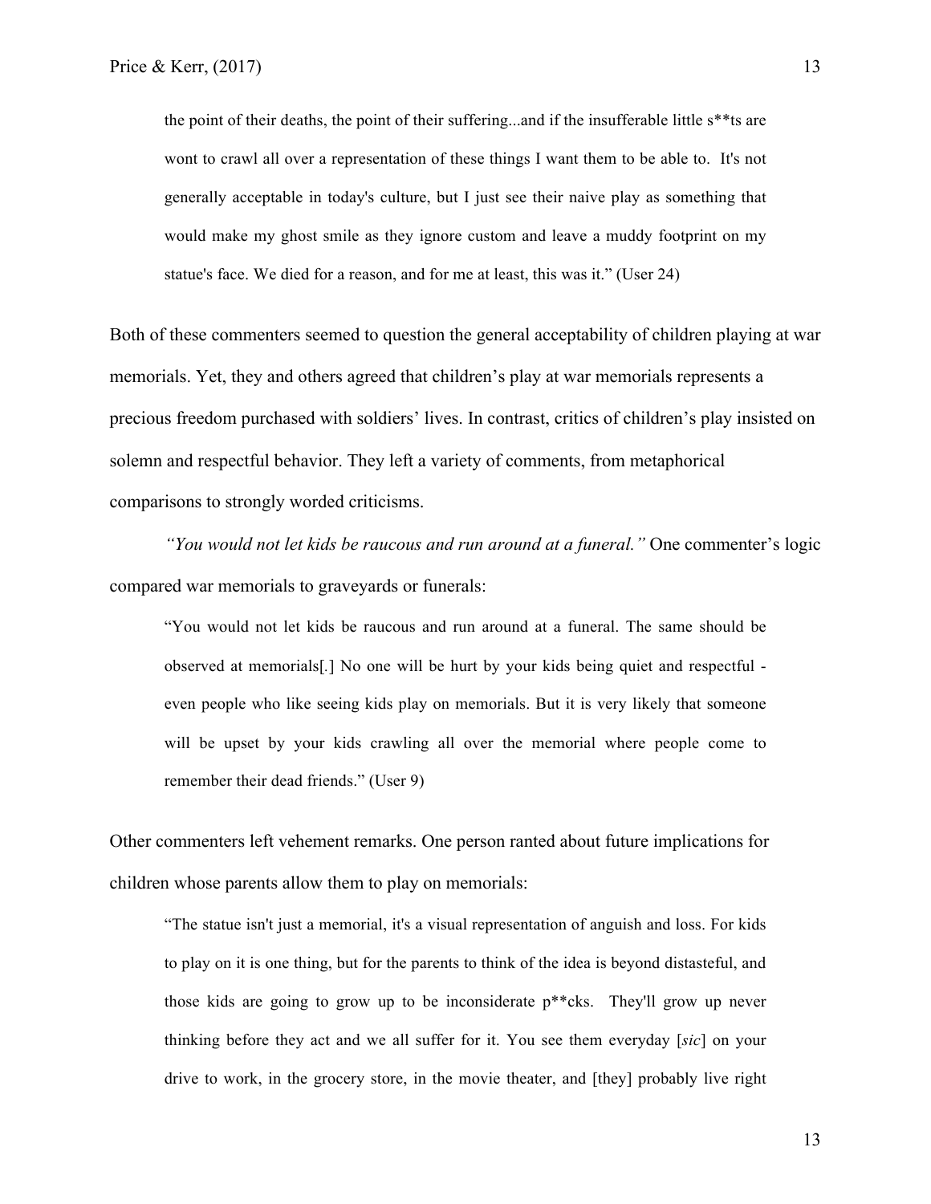> the point of their deaths, the point of their suffering...and if the insufferable little s**ts are wont to crawl all over a representation of these things I want them to be able to.  It's not generally acceptable in today's culture, but I just see their naive play as something that would make my ghost smile as they ignore custom and leave a muddy footprint on my statue's face. We died for a reason, and for me at least, this was it." (User 24)

Both of these commenters seemed to question the general acceptability of children playing at war memorials. Yet, they and others agreed that children's play at war memorials represents a precious freedom purchased with soldiers' lives. In contrast, critics of children's play insisted on solemn and respectful behavior. They left a variety of comments, from metaphorical comparisons to strongly worded criticisms.

*"You would not let kids be raucous and run around at a funeral."* One commenter's logic compared war memorials to graveyards or funerals:

> "You would not let kids be raucous and run around at a funeral. The same should be observed at memorials[.] No one will be hurt by your kids being quiet and respectful - even people who like seeing kids play on memorials. But it is very likely that someone will be upset by your kids crawling all over the memorial where people come to remember their dead friends." (User 9)

Other commenters left vehement remarks. One person ranted about future implications for children whose parents allow them to play on memorials:

> "The statue isn't just a memorial, it's a visual representation of anguish and loss. For kids to play on it is one thing, but for the parents to think of the idea is beyond distasteful, and those kids are going to grow up to be inconsiderate p**cks.  They'll grow up never thinking before they act and we all suffer for it. You see them everyday [*sic*] on your drive to work, in the grocery store, in the movie theater, and [they] probably live right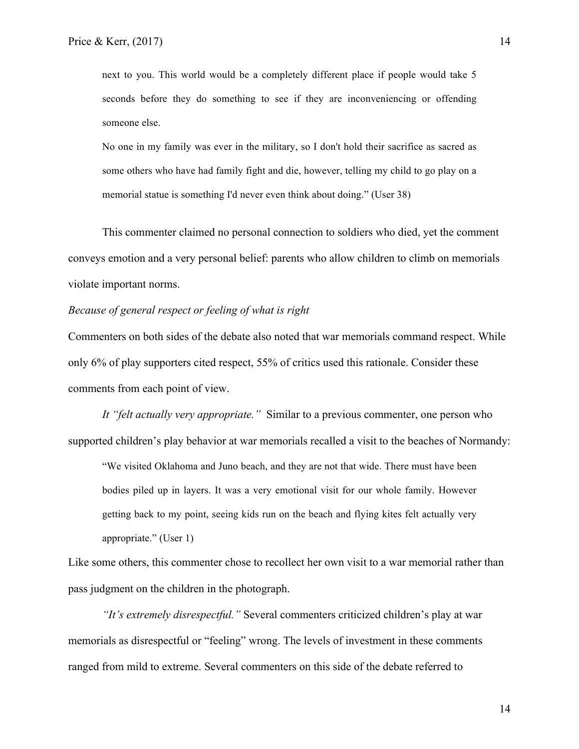> next to you. This world would be a completely different place if people would take 5 seconds before they do something to see if they are inconveniencing or offending someone else.
>
> No one in my family was ever in the military, so I don't hold their sacrifice as sacred as some others who have had family fight and die, however, telling my child to go play on a memorial statue is something I'd never even think about doing." (User 38)

This commenter claimed no personal connection to soldiers who died, yet the comment conveys emotion and a very personal belief: parents who allow children to climb on memorials violate important norms.

*Because of general respect or feeling of what is right*

Commenters on both sides of the debate also noted that war memorials command respect. While only 6% of play supporters cited respect, 55% of critics used this rationale. Consider these comments from each point of view.

*It "felt actually very appropriate."* Similar to a previous commenter, one person who supported children's play behavior at war memorials recalled a visit to the beaches of Normandy:

> "We visited Oklahoma and Juno beach, and they are not that wide. There must have been bodies piled up in layers. It was a very emotional visit for our whole family. However getting back to my point, seeing kids run on the beach and flying kites felt actually very appropriate." (User 1)

Like some others, this commenter chose to recollect her own visit to a war memorial rather than pass judgment on the children in the photograph.

*"It's extremely disrespectful."* Several commenters criticized children's play at war memorials as disrespectful or "feeling" wrong. The levels of investment in these comments ranged from mild to extreme. Several commenters on this side of the debate referred to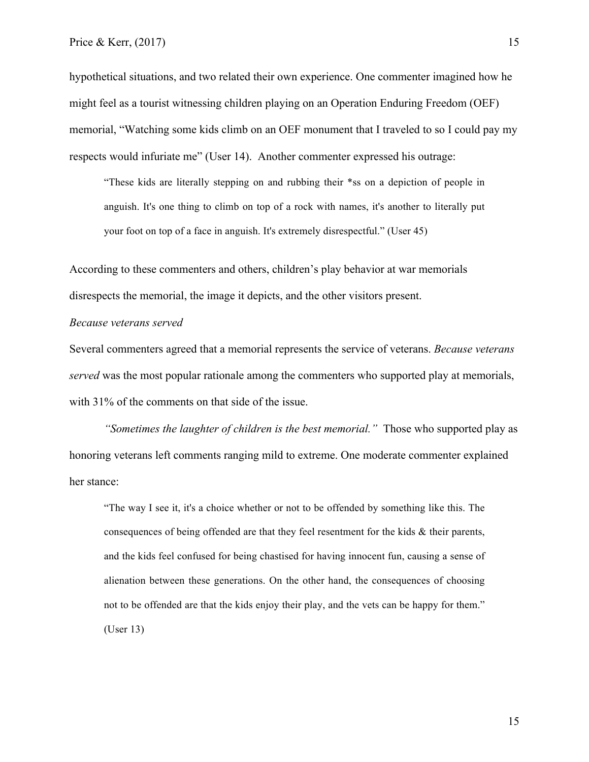hypothetical situations, and two related their own experience. One commenter imagined how he might feel as a tourist witnessing children playing on an Operation Enduring Freedom (OEF) memorial, “Watching some kids climb on an OEF monument that I traveled to so I could pay my respects would infuriate me” (User 14). Another commenter expressed his outrage:

> “These kids are literally stepping on and rubbing their *ss on a depiction of people in anguish. It's one thing to climb on top of a rock with names, it's another to literally put your foot on top of a face in anguish. It's extremely disrespectful.” (User 45)

According to these commenters and others, children’s play behavior at war memorials disrespects the memorial, the image it depicts, and the other visitors present.

*Because veterans served*

Several commenters agreed that a memorial represents the service of veterans. *Because veterans served* was the most popular rationale among the commenters who supported play at memorials, with 31% of the comments on that side of the issue.

*“Sometimes the laughter of children is the best memorial.”* Those who supported play as honoring veterans left comments ranging mild to extreme. One moderate commenter explained her stance:

> “The way I see it, it's a choice whether or not to be offended by something like this. The consequences of being offended are that they feel resentment for the kids & their parents, and the kids feel confused for being chastised for having innocent fun, causing a sense of alienation between these generations. On the other hand, the consequences of choosing not to be offended are that the kids enjoy their play, and the vets can be happy for them.” (User 13)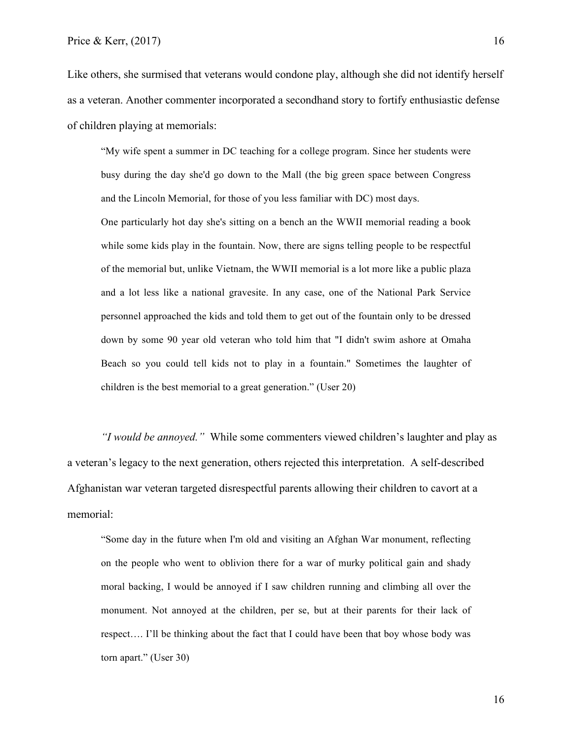Like others, she surmised that veterans would condone play, although she did not identify herself as a veteran. Another commenter incorporated a secondhand story to fortify enthusiastic defense of children playing at memorials:

> "My wife spent a summer in DC teaching for a college program. Since her students were busy during the day she'd go down to the Mall (the big green space between Congress and the Lincoln Memorial, for those of you less familiar with DC) most days.
>
> One particularly hot day she's sitting on a bench an the WWII memorial reading a book while some kids play in the fountain. Now, there are signs telling people to be respectful of the memorial but, unlike Vietnam, the WWII memorial is a lot more like a public plaza and a lot less like a national gravesite. In any case, one of the National Park Service personnel approached the kids and told them to get out of the fountain only to be dressed down by some 90 year old veteran who told him that "I didn't swim ashore at Omaha Beach so you could tell kids not to play in a fountain." Sometimes the laughter of children is the best memorial to a great generation." (User 20)

*"I would be annoyed."* While some commenters viewed children's laughter and play as a veteran's legacy to the next generation, others rejected this interpretation. A self-described Afghanistan war veteran targeted disrespectful parents allowing their children to cavort at a memorial:

> "Some day in the future when I'm old and visiting an Afghan War monument, reflecting on the people who went to oblivion there for a war of murky political gain and shady moral backing, I would be annoyed if I saw children running and climbing all over the monument. Not annoyed at the children, per se, but at their parents for their lack of respect…. I'll be thinking about the fact that I could have been that boy whose body was torn apart." (User 30)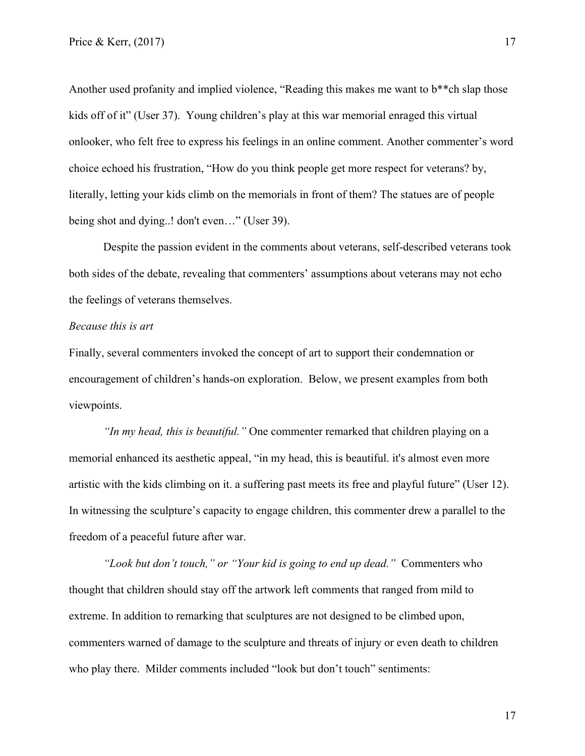Another used profanity and implied violence, “Reading this makes me want to b**ch slap those kids off of it” (User 37). Young children’s play at this war memorial enraged this virtual onlooker, who felt free to express his feelings in an online comment. Another commenter’s word choice echoed his frustration, “How do you think people get more respect for veterans? by, literally, letting your kids climb on the memorials in front of them? The statues are of people being shot and dying..! don't even…” (User 39).

Despite the passion evident in the comments about veterans, self-described veterans took both sides of the debate, revealing that commenters’ assumptions about veterans may not echo the feelings of veterans themselves.

*Because this is art*

Finally, several commenters invoked the concept of art to support their condemnation or encouragement of children’s hands-on exploration. Below, we present examples from both viewpoints.

*“In my head, this is beautiful.”* One commenter remarked that children playing on a memorial enhanced its aesthetic appeal, “in my head, this is beautiful. it's almost even more artistic with the kids climbing on it. a suffering past meets its free and playful future” (User 12). In witnessing the sculpture’s capacity to engage children, this commenter drew a parallel to the freedom of a peaceful future after war.

*“Look but don’t touch,” or “Your kid is going to end up dead.”* Commenters who thought that children should stay off the artwork left comments that ranged from mild to extreme. In addition to remarking that sculptures are not designed to be climbed upon, commenters warned of damage to the sculpture and threats of injury or even death to children who play there. Milder comments included “look but don’t touch” sentiments: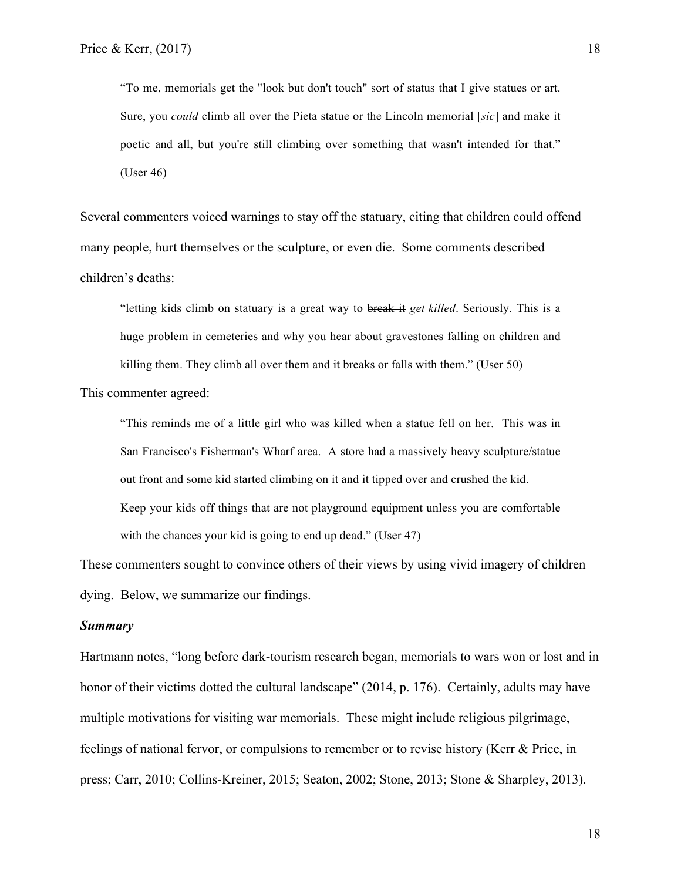> “To me, memorials get the "look but don't touch" sort of status that I give statues or art. Sure, you *could* climb all over the Pieta statue or the Lincoln memorial [*sic*] and make it poetic and all, but you're still climbing over something that wasn't intended for that.” (User 46)

Several commenters voiced warnings to stay off the statuary, citing that children could offend many people, hurt themselves or the sculpture, or even die. Some comments described children’s deaths:

> “letting kids climb on statuary is a great way to ~~break it~~ *get killed*. Seriously. This is a huge problem in cemeteries and why you hear about gravestones falling on children and killing them. They climb all over them and it breaks or falls with them.” (User 50)

This commenter agreed:

> “This reminds me of a little girl who was killed when a statue fell on her. This was in San Francisco's Fisherman's Wharf area. A store had a massively heavy sculpture/statue out front and some kid started climbing on it and it tipped over and crushed the kid. Keep your kids off things that are not playground equipment unless you are comfortable with the chances your kid is going to end up dead.” (User 47)

These commenters sought to convince others of their views by using vivid imagery of children dying. Below, we summarize our findings.

### ***Summary***

Hartmann notes, “long before dark-tourism research began, memorials to wars won or lost and in honor of their victims dotted the cultural landscape” (2014, p. 176). Certainly, adults may have multiple motivations for visiting war memorials. These might include religious pilgrimage, feelings of national fervor, or compulsions to remember or to revise history (Kerr & Price, in press; Carr, 2010; Collins-Kreiner, 2015; Seaton, 2002; Stone, 2013; Stone & Sharpley, 2013).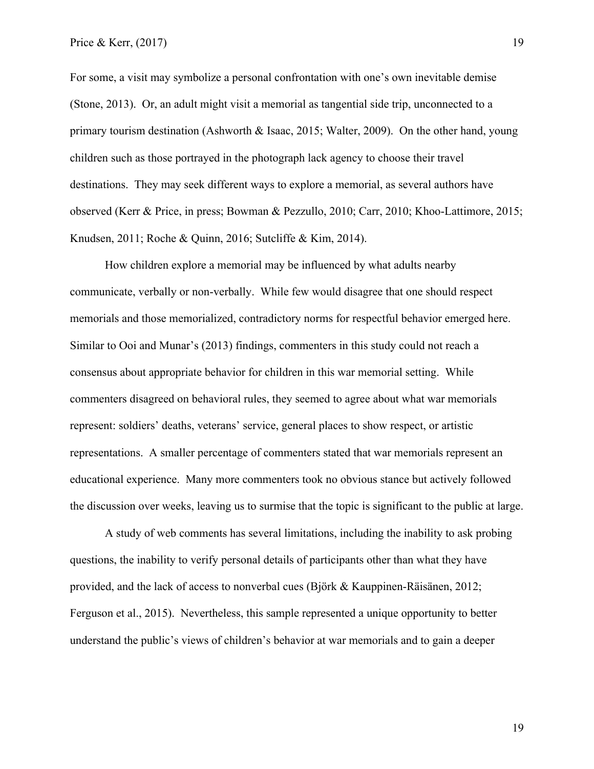For some, a visit may symbolize a personal confrontation with one's own inevitable demise (Stone, 2013). Or, an adult might visit a memorial as tangential side trip, unconnected to a primary tourism destination (Ashworth & Isaac, 2015; Walter, 2009). On the other hand, young children such as those portrayed in the photograph lack agency to choose their travel destinations. They may seek different ways to explore a memorial, as several authors have observed (Kerr & Price, in press; Bowman & Pezzullo, 2010; Carr, 2010; Khoo-Lattimore, 2015; Knudsen, 2011; Roche & Quinn, 2016; Sutcliffe & Kim, 2014).

How children explore a memorial may be influenced by what adults nearby communicate, verbally or non-verbally. While few would disagree that one should respect memorials and those memorialized, contradictory norms for respectful behavior emerged here. Similar to Ooi and Munar's (2013) findings, commenters in this study could not reach a consensus about appropriate behavior for children in this war memorial setting. While commenters disagreed on behavioral rules, they seemed to agree about what war memorials represent: soldiers' deaths, veterans' service, general places to show respect, or artistic representations. A smaller percentage of commenters stated that war memorials represent an educational experience. Many more commenters took no obvious stance but actively followed the discussion over weeks, leaving us to surmise that the topic is significant to the public at large.

A study of web comments has several limitations, including the inability to ask probing questions, the inability to verify personal details of participants other than what they have provided, and the lack of access to nonverbal cues (Björk & Kauppinen-Räisänen, 2012; Ferguson et al., 2015). Nevertheless, this sample represented a unique opportunity to better understand the public's views of children's behavior at war memorials and to gain a deeper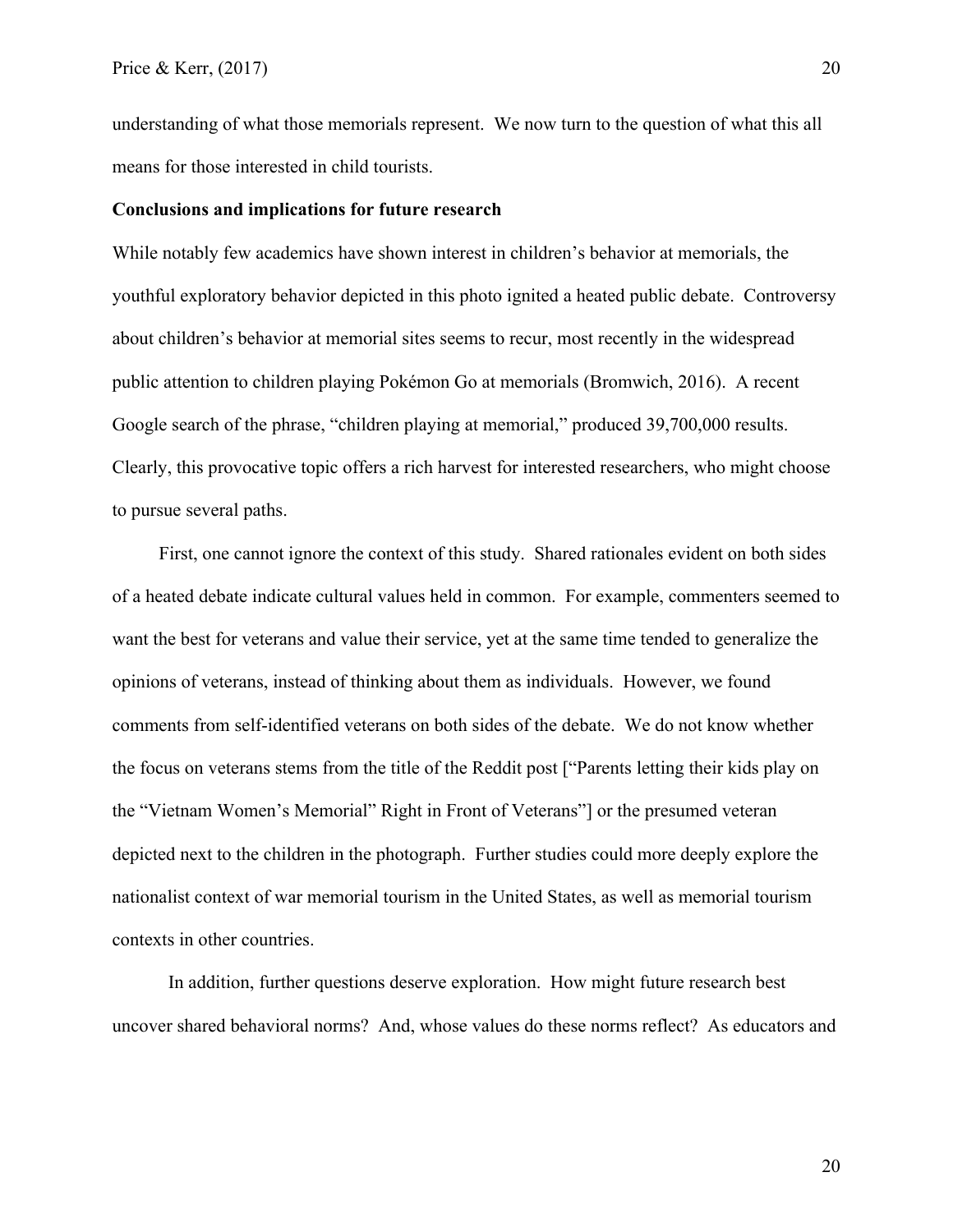understanding of what those memorials represent. We now turn to the question of what this all means for those interested in child tourists.

**Conclusions and implications for future research**

While notably few academics have shown interest in children's behavior at memorials, the youthful exploratory behavior depicted in this photo ignited a heated public debate. Controversy about children's behavior at memorial sites seems to recur, most recently in the widespread public attention to children playing Pokémon Go at memorials (Bromwich, 2016). A recent Google search of the phrase, "children playing at memorial," produced 39,700,000 results. Clearly, this provocative topic offers a rich harvest for interested researchers, who might choose to pursue several paths.

First, one cannot ignore the context of this study. Shared rationales evident on both sides of a heated debate indicate cultural values held in common. For example, commenters seemed to want the best for veterans and value their service, yet at the same time tended to generalize the opinions of veterans, instead of thinking about them as individuals. However, we found comments from self-identified veterans on both sides of the debate. We do not know whether the focus on veterans stems from the title of the Reddit post ["Parents letting their kids play on the "Vietnam Women's Memorial" Right in Front of Veterans"] or the presumed veteran depicted next to the children in the photograph. Further studies could more deeply explore the nationalist context of war memorial tourism in the United States, as well as memorial tourism contexts in other countries.

In addition, further questions deserve exploration. How might future research best uncover shared behavioral norms? And, whose values do these norms reflect? As educators and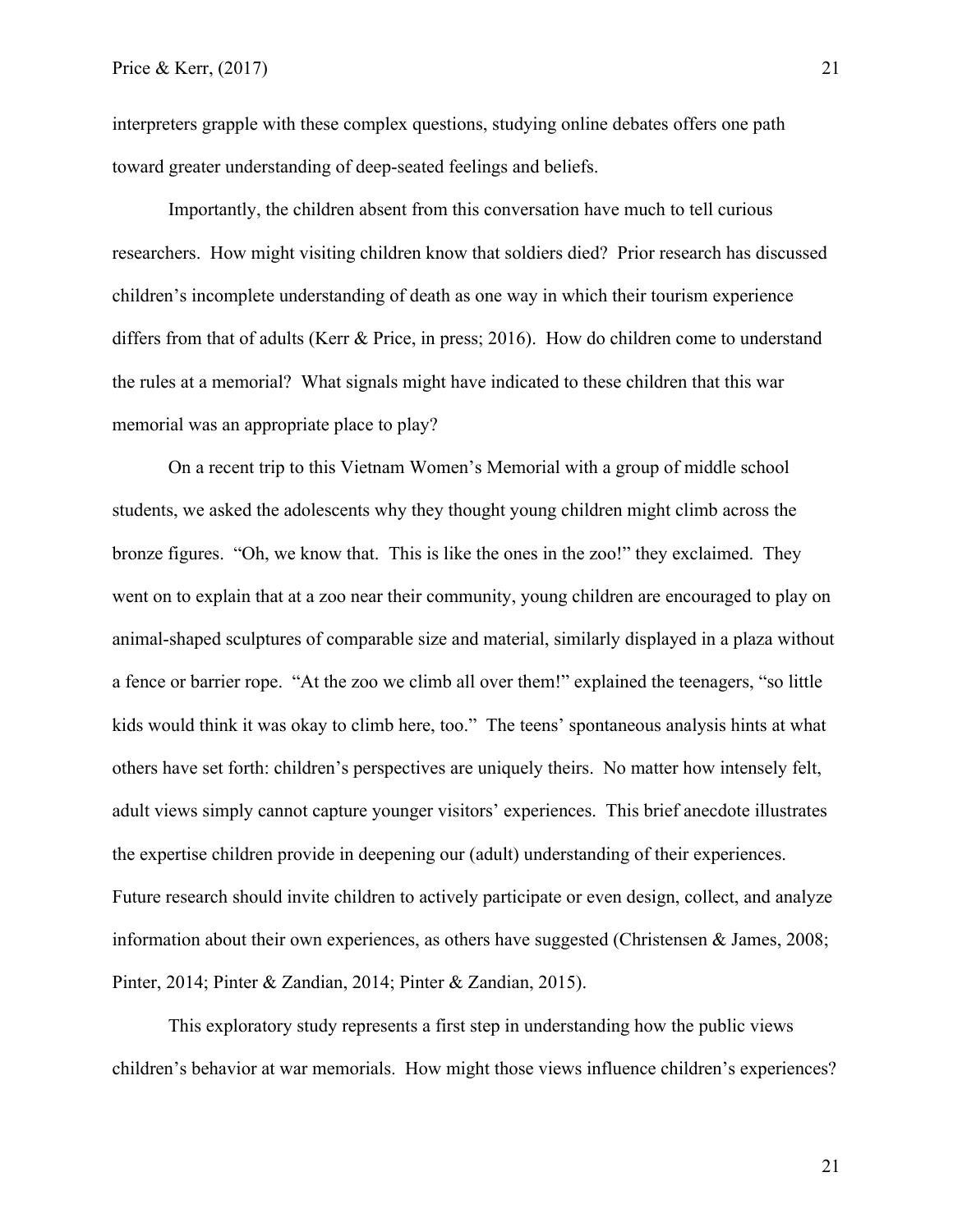interpreters grapple with these complex questions, studying online debates offers one path toward greater understanding of deep-seated feelings and beliefs.

Importantly, the children absent from this conversation have much to tell curious researchers. How might visiting children know that soldiers died? Prior research has discussed children's incomplete understanding of death as one way in which their tourism experience differs from that of adults (Kerr & Price, in press; 2016). How do children come to understand the rules at a memorial? What signals might have indicated to these children that this war memorial was an appropriate place to play?

On a recent trip to this Vietnam Women's Memorial with a group of middle school students, we asked the adolescents why they thought young children might climb across the bronze figures. "Oh, we know that. This is like the ones in the zoo!" they exclaimed. They went on to explain that at a zoo near their community, young children are encouraged to play on animal-shaped sculptures of comparable size and material, similarly displayed in a plaza without a fence or barrier rope. "At the zoo we climb all over them!" explained the teenagers, "so little kids would think it was okay to climb here, too." The teens' spontaneous analysis hints at what others have set forth: children's perspectives are uniquely theirs. No matter how intensely felt, adult views simply cannot capture younger visitors' experiences. This brief anecdote illustrates the expertise children provide in deepening our (adult) understanding of their experiences. Future research should invite children to actively participate or even design, collect, and analyze information about their own experiences, as others have suggested (Christensen & James, 2008; Pinter, 2014; Pinter & Zandian, 2014; Pinter & Zandian, 2015).

This exploratory study represents a first step in understanding how the public views children's behavior at war memorials. How might those views influence children's experiences?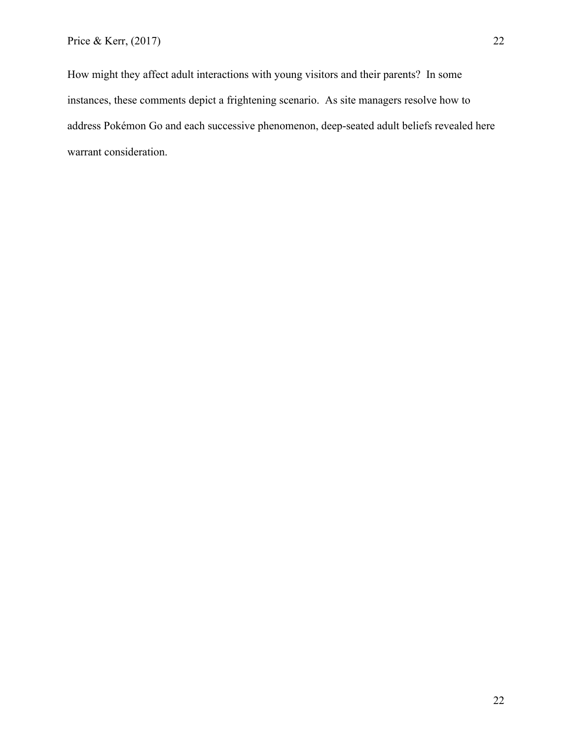How might they affect adult interactions with young visitors and their parents? In some instances, these comments depict a frightening scenario. As site managers resolve how to address Pokémon Go and each successive phenomenon, deep-seated adult beliefs revealed here warrant consideration.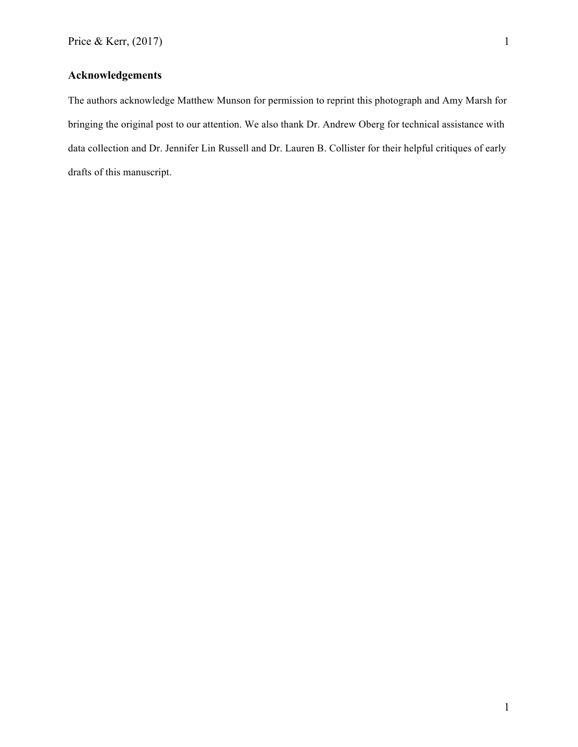## Acknowledgements

The authors acknowledge Matthew Munson for permission to reprint this photograph and Amy Marsh for bringing the original post to our attention. We also thank Dr. Andrew Oberg for technical assistance with data collection and Dr. Jennifer Lin Russell and Dr. Lauren B. Collister for their helpful critiques of early drafts of this manuscript.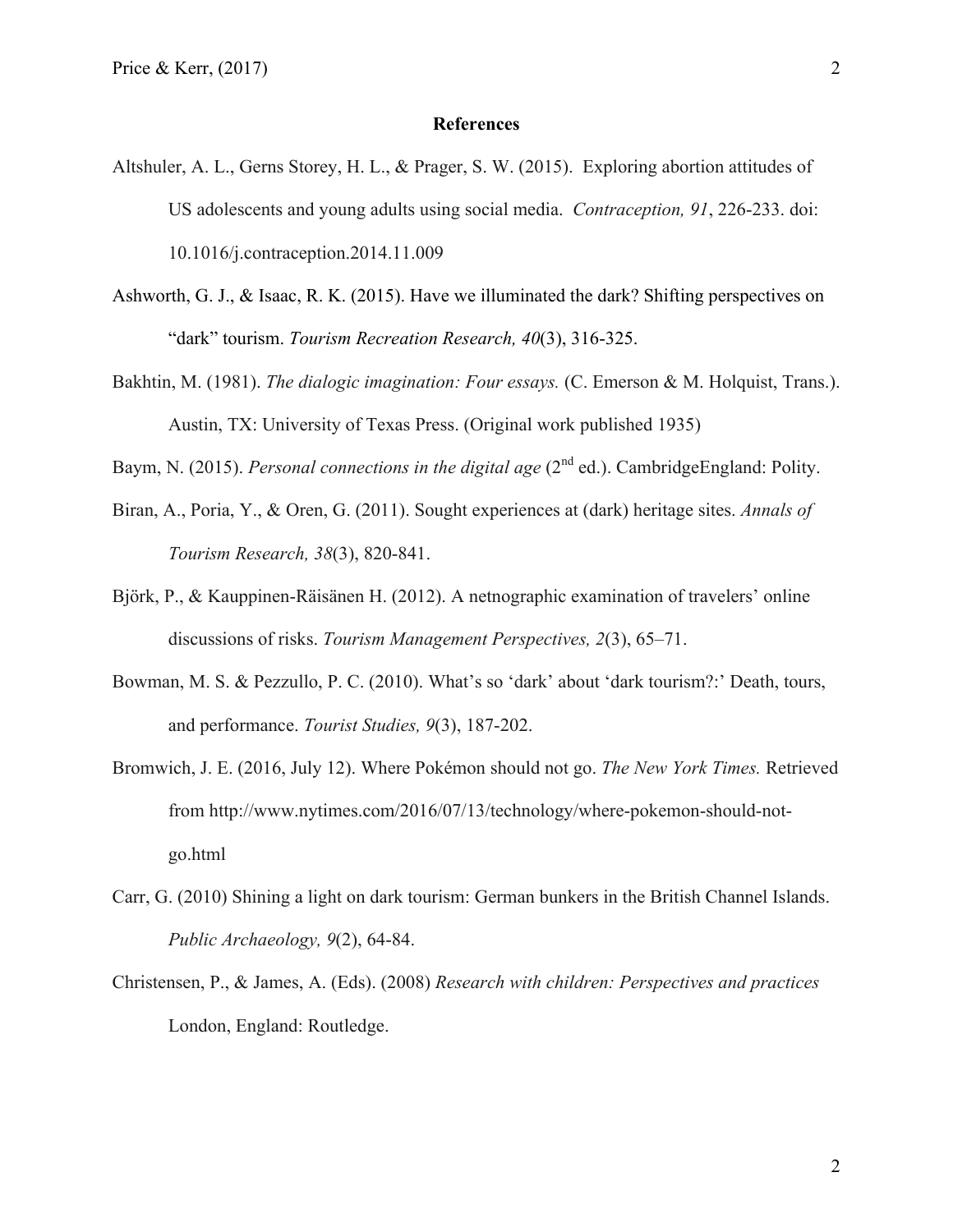## References

Altshuler, A. L., Gerns Storey, H. L., & Prager, S. W. (2015). Exploring abortion attitudes of US adolescents and young adults using social media. *Contraception, 91*, 226-233. doi: 10.1016/j.contraception.2014.11.009

Ashworth, G. J., & Isaac, R. K. (2015). Have we illuminated the dark? Shifting perspectives on "dark" tourism. *Tourism Recreation Research, 40*(3), 316-325.

Bakhtin, M. (1981). *The dialogic imagination: Four essays.* (C. Emerson & M. Holquist, Trans.). Austin, TX: University of Texas Press. (Original work published 1935)

Baym, N. (2015). *Personal connections in the digital age* (2nd ed.). CambridgeEngland: Polity.

Biran, A., Poria, Y., & Oren, G. (2011). Sought experiences at (dark) heritage sites. *Annals of Tourism Research, 38*(3), 820-841.

Björk, P., & Kauppinen-Räisänen H. (2012). A netnographic examination of travelers' online discussions of risks. *Tourism Management Perspectives, 2*(3), 65–71.

Bowman, M. S. & Pezzullo, P. C. (2010). What's so 'dark' about 'dark tourism?:' Death, tours, and performance. *Tourist Studies, 9*(3), 187-202.

Bromwich, J. E. (2016, July 12). Where Pokémon should not go. *The New York Times.* Retrieved from http://www.nytimes.com/2016/07/13/technology/where-pokemon-should-not-go.html

Carr, G. (2010) Shining a light on dark tourism: German bunkers in the British Channel Islands. *Public Archaeology, 9*(2), 64-84.

Christensen, P., & James, A. (Eds). (2008) *Research with children: Perspectives and practices* London, England: Routledge.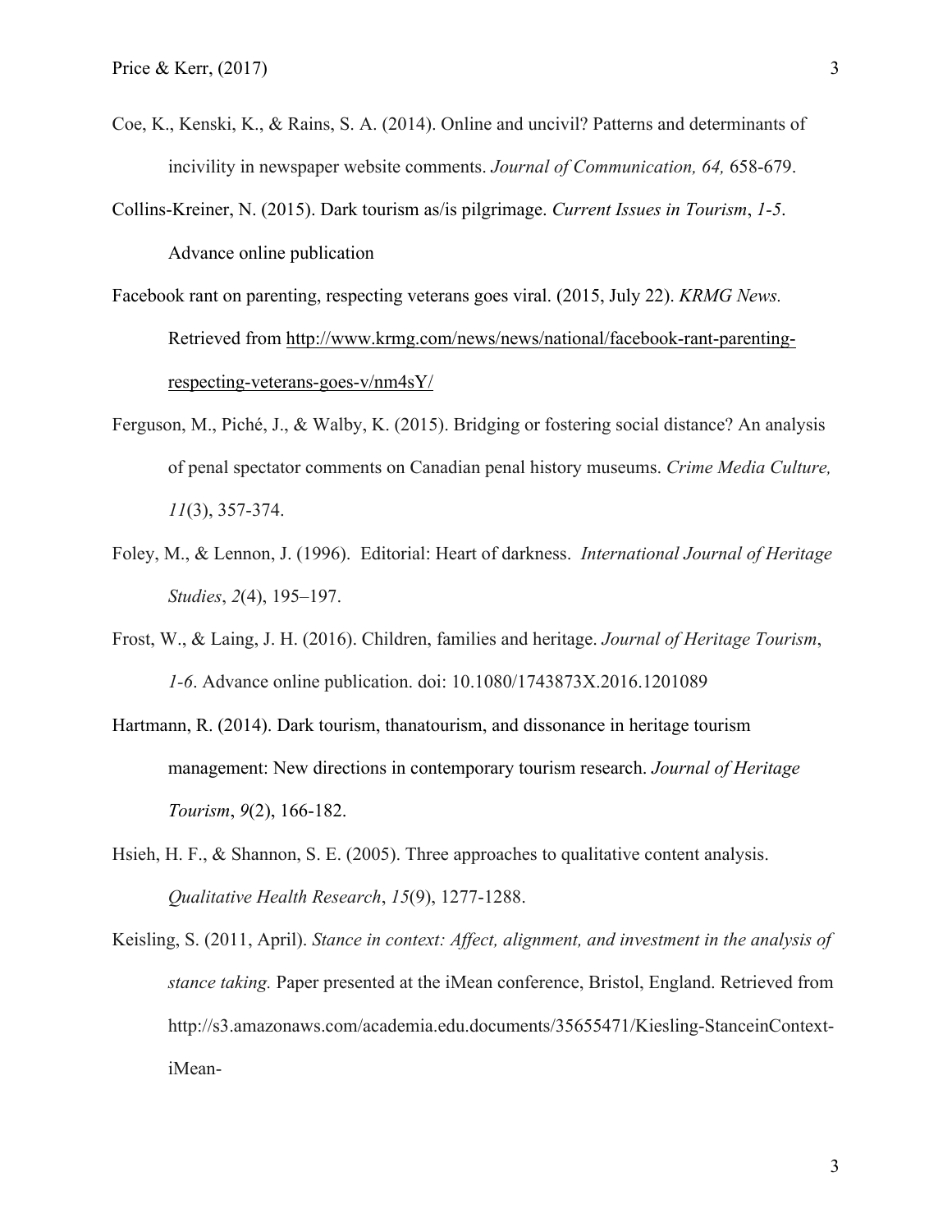Coe, K., Kenski, K., & Rains, S. A. (2014). Online and uncivil? Patterns and determinants of incivility in newspaper website comments. *Journal of Communication, 64,* 658-679.

Collins-Kreiner, N. (2015). Dark tourism as/is pilgrimage. *Current Issues in Tourism*, *1-5*. Advance online publication

Facebook rant on parenting, respecting veterans goes viral. (2015, July 22). *KRMG News.* Retrieved from http://www.krmg.com/news/news/national/facebook-rant-parenting-respecting-veterans-goes-v/nm4sY/

Ferguson, M., Piché, J., & Walby, K. (2015). Bridging or fostering social distance? An analysis of penal spectator comments on Canadian penal history museums. *Crime Media Culture, 11*(3), 357-374.

Foley, M., & Lennon, J. (1996). Editorial: Heart of darkness. *International Journal of Heritage Studies*, *2*(4), 195–197.

Frost, W., & Laing, J. H. (2016). Children, families and heritage. *Journal of Heritage Tourism*, *1-6*. Advance online publication. doi: 10.1080/1743873X.2016.1201089

Hartmann, R. (2014). Dark tourism, thanatourism, and dissonance in heritage tourism management: New directions in contemporary tourism research. *Journal of Heritage Tourism*, *9*(2), 166-182.

Hsieh, H. F., & Shannon, S. E. (2005). Three approaches to qualitative content analysis. *Qualitative Health Research*, *15*(9), 1277-1288.

Keisling, S. (2011, April). *Stance in context: Affect, alignment, and investment in the analysis of stance taking.* Paper presented at the iMean conference, Bristol, England. Retrieved from http://s3.amazonaws.com/academia.edu.documents/35655471/Kiesling-StanceinContext-iMean-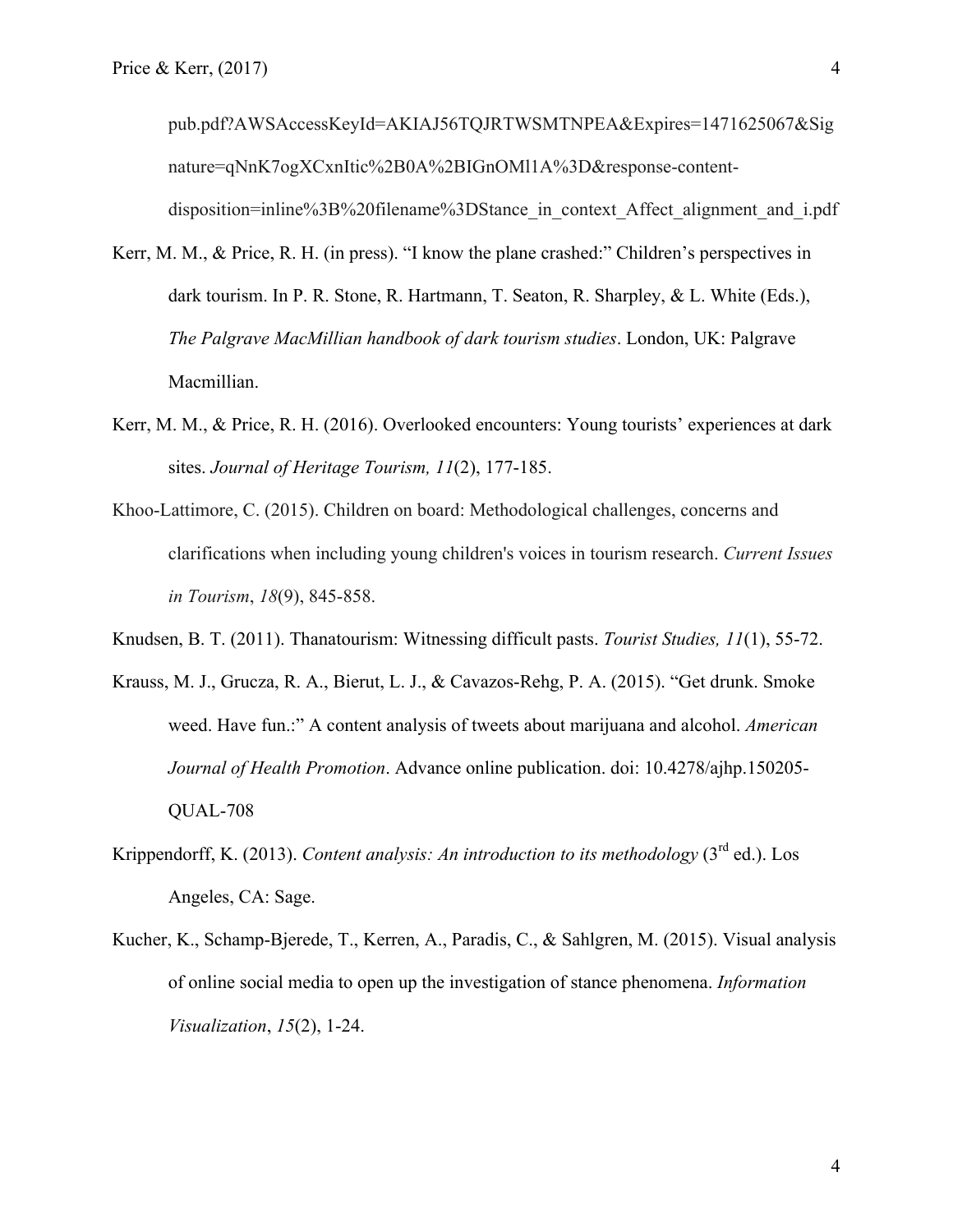pub.pdf?AWSAccessKeyId=AKIAJ56TQJRTWSMTNPEA&Expires=1471625067&Signature=qNnK7ogXCxnItic%2B0A%2BIGnOMl1A%3D&response-content-disposition=inline%3B%20filename%3DStance_in_context_Affect_alignment_and_i.pdf

Kerr, M. M., & Price, R. H. (in press). "I know the plane crashed:" Children's perspectives in dark tourism. In P. R. Stone, R. Hartmann, T. Seaton, R. Sharpley, & L. White (Eds.), *The Palgrave MacMillian handbook of dark tourism studies*. London, UK: Palgrave Macmillian.

Kerr, M. M., & Price, R. H. (2016). Overlooked encounters: Young tourists' experiences at dark sites. *Journal of Heritage Tourism, 11*(2), 177-185.

Khoo-Lattimore, C. (2015). Children on board: Methodological challenges, concerns and clarifications when including young children's voices in tourism research. *Current Issues in Tourism*, *18*(9), 845-858.

Knudsen, B. T. (2011). Thanatourism: Witnessing difficult pasts. *Tourist Studies, 11*(1), 55-72.

Krauss, M. J., Grucza, R. A., Bierut, L. J., & Cavazos-Rehg, P. A. (2015). "Get drunk. Smoke weed. Have fun.:" A content analysis of tweets about marijuana and alcohol. *American Journal of Health Promotion*. Advance online publication. doi: 10.4278/ajhp.150205-QUAL-708

Krippendorff, K. (2013). *Content analysis: An introduction to its methodology* (3rd ed.). Los Angeles, CA: Sage.

Kucher, K., Schamp-Bjerede, T., Kerren, A., Paradis, C., & Sahlgren, M. (2015). Visual analysis of online social media to open up the investigation of stance phenomena. *Information Visualization*, *15*(2), 1-24.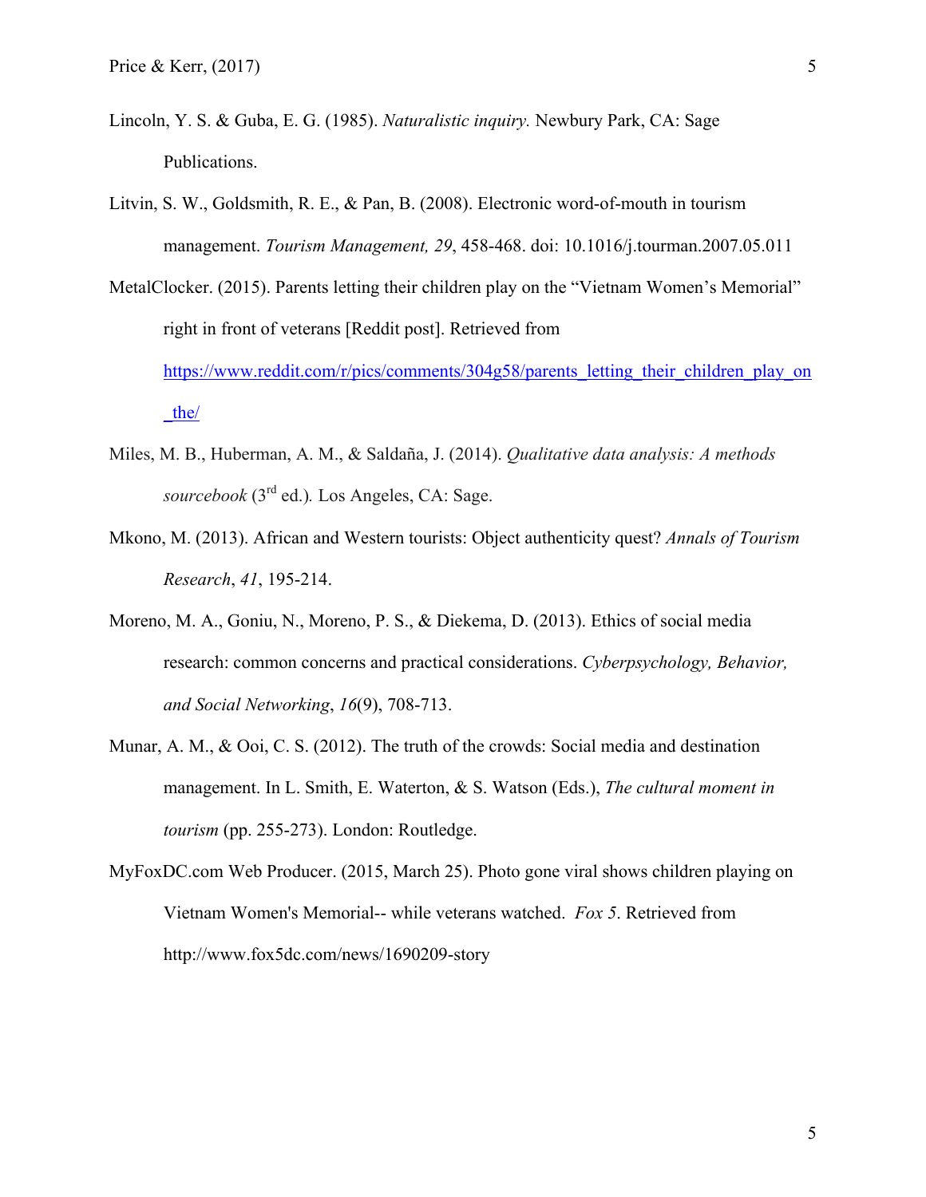Lincoln, Y. S. & Guba, E. G. (1985). *Naturalistic inquiry.* Newbury Park, CA: Sage Publications.

Litvin, S. W., Goldsmith, R. E., & Pan, B. (2008). Electronic word-of-mouth in tourism management. *Tourism Management, 29*, 458-468. doi: 10.1016/j.tourman.2007.05.011

MetalClocker. (2015). Parents letting their children play on the "Vietnam Women's Memorial" right in front of veterans [Reddit post]. Retrieved from https://www.reddit.com/r/pics/comments/304g58/parents_letting_their_children_play_on_the/

Miles, M. B., Huberman, A. M., & Saldaña, J. (2014). *Qualitative data analysis: A methods sourcebook* (3rd ed.). Los Angeles, CA: Sage.

Mkono, M. (2013). African and Western tourists: Object authenticity quest? *Annals of Tourism Research*, *41*, 195-214.

Moreno, M. A., Goniu, N., Moreno, P. S., & Diekema, D. (2013). Ethics of social media research: common concerns and practical considerations. *Cyberpsychology, Behavior, and Social Networking*, *16*(9), 708-713.

Munar, A. M., & Ooi, C. S. (2012). The truth of the crowds: Social media and destination management. In L. Smith, E. Waterton, & S. Watson (Eds.), *The cultural moment in tourism* (pp. 255-273). London: Routledge.

MyFoxDC.com Web Producer. (2015, March 25). Photo gone viral shows children playing on Vietnam Women's Memorial-- while veterans watched. *Fox 5*. Retrieved from http://www.fox5dc.com/news/1690209-story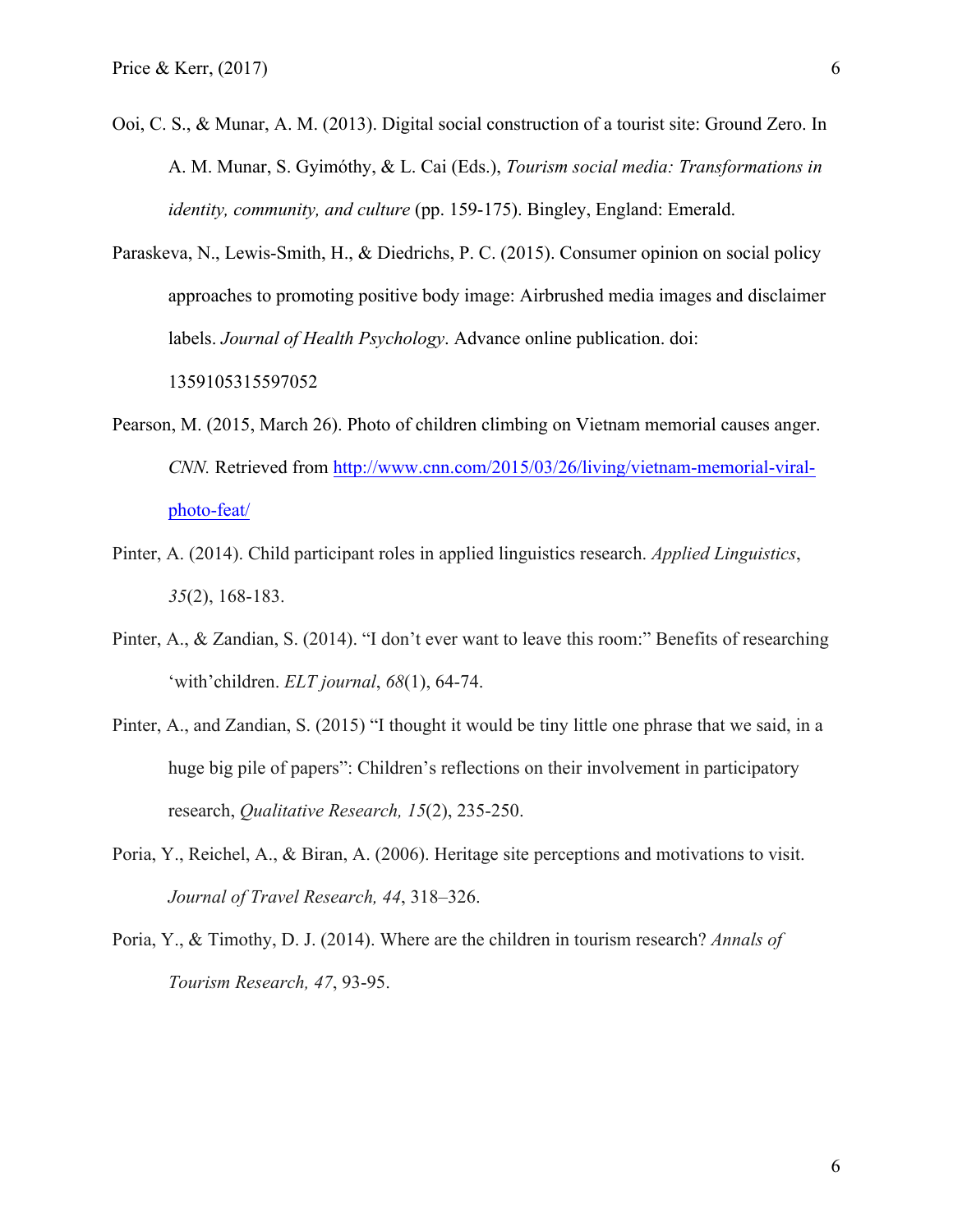Ooi, C. S., & Munar, A. M. (2013). Digital social construction of a tourist site: Ground Zero. In A. M. Munar, S. Gyimóthy, & L. Cai (Eds.), *Tourism social media: Transformations in identity, community, and culture* (pp. 159-175). Bingley, England: Emerald.

Paraskeva, N., Lewis-Smith, H., & Diedrichs, P. C. (2015). Consumer opinion on social policy approaches to promoting positive body image: Airbrushed media images and disclaimer labels. *Journal of Health Psychology*. Advance online publication. doi: 1359105315597052

Pearson, M. (2015, March 26). Photo of children climbing on Vietnam memorial causes anger. *CNN.* Retrieved from http://www.cnn.com/2015/03/26/living/vietnam-memorial-viral-photo-feat/

Pinter, A. (2014). Child participant roles in applied linguistics research. *Applied Linguistics*, *35*(2), 168-183.

Pinter, A., & Zandian, S. (2014). "I don't ever want to leave this room:" Benefits of researching 'with'children. *ELT journal*, *68*(1), 64-74.

Pinter, A., and Zandian, S. (2015) "I thought it would be tiny little one phrase that we said, in a huge big pile of papers": Children's reflections on their involvement in participatory research, *Qualitative Research, 15*(2), 235-250.

Poria, Y., Reichel, A., & Biran, A. (2006). Heritage site perceptions and motivations to visit. *Journal of Travel Research, 44*, 318–326.

Poria, Y., & Timothy, D. J. (2014). Where are the children in tourism research? *Annals of Tourism Research, 47*, 93-95.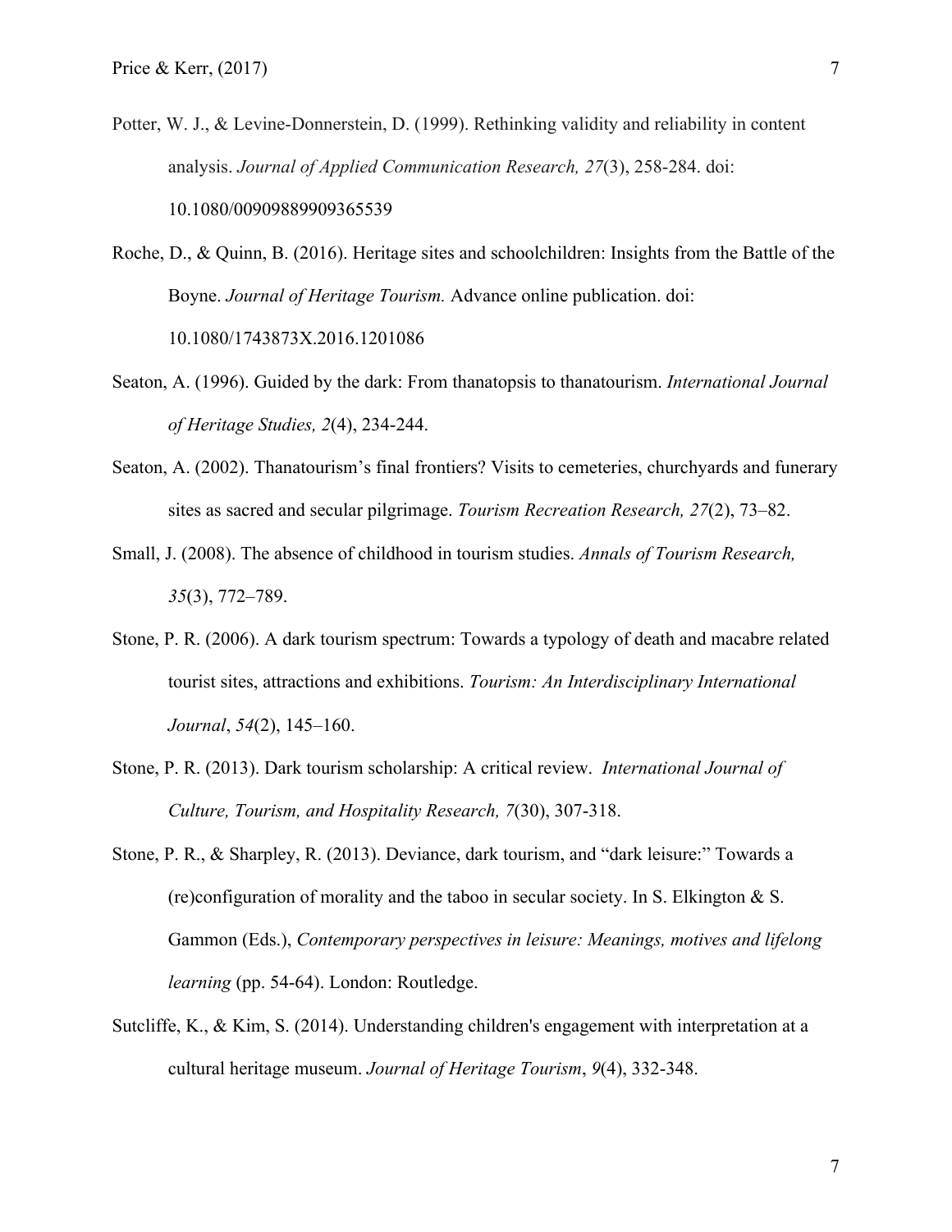Potter, W. J., & Levine-Donnerstein, D. (1999). Rethinking validity and reliability in content analysis. *Journal of Applied Communication Research, 27*(3), 258-284. doi: 10.1080/00909889909365539

Roche, D., & Quinn, B. (2016). Heritage sites and schoolchildren: Insights from the Battle of the Boyne. *Journal of Heritage Tourism.* Advance online publication. doi: 10.1080/1743873X.2016.1201086

Seaton, A. (1996). Guided by the dark: From thanatopsis to thanatourism. *International Journal of Heritage Studies, 2*(4), 234-244.

Seaton, A. (2002). Thanatourism's final frontiers? Visits to cemeteries, churchyards and funerary sites as sacred and secular pilgrimage. *Tourism Recreation Research, 27*(2), 73–82.

Small, J. (2008). The absence of childhood in tourism studies. *Annals of Tourism Research, 35*(3), 772–789.

Stone, P. R. (2006). A dark tourism spectrum: Towards a typology of death and macabre related tourist sites, attractions and exhibitions. *Tourism: An Interdisciplinary International Journal*, *54*(2), 145–160.

Stone, P. R. (2013). Dark tourism scholarship: A critical review. *International Journal of Culture, Tourism, and Hospitality Research, 7*(30), 307-318.

Stone, P. R., & Sharpley, R. (2013). Deviance, dark tourism, and "dark leisure:" Towards a (re)configuration of morality and the taboo in secular society. In S. Elkington & S. Gammon (Eds.), *Contemporary perspectives in leisure: Meanings, motives and lifelong learning* (pp. 54-64). London: Routledge.

Sutcliffe, K., & Kim, S. (2014). Understanding children's engagement with interpretation at a cultural heritage museum. *Journal of Heritage Tourism*, *9*(4), 332-348.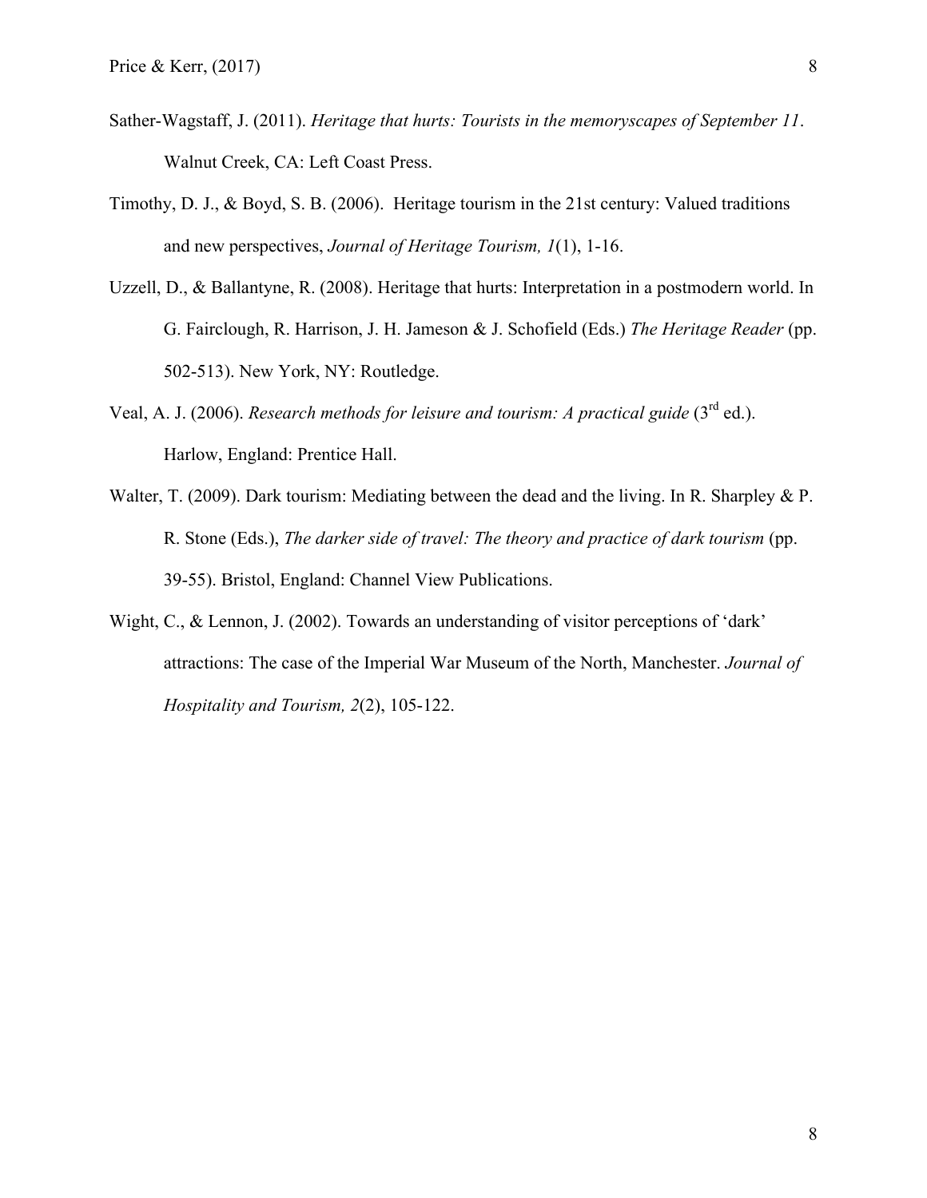Sather-Wagstaff, J. (2011). *Heritage that hurts: Tourists in the memoryscapes of September 11*. Walnut Creek, CA: Left Coast Press.

Timothy, D. J., & Boyd, S. B. (2006). Heritage tourism in the 21st century: Valued traditions and new perspectives, *Journal of Heritage Tourism, 1*(1), 1-16.

Uzzell, D., & Ballantyne, R. (2008). Heritage that hurts: Interpretation in a postmodern world. In G. Fairclough, R. Harrison, J. H. Jameson & J. Schofield (Eds.) *The Heritage Reader* (pp. 502-513). New York, NY: Routledge.

Veal, A. J. (2006). *Research methods for leisure and tourism: A practical guide* (3rd ed.). Harlow, England: Prentice Hall.

Walter, T. (2009). Dark tourism: Mediating between the dead and the living. In R. Sharpley & P. R. Stone (Eds.), *The darker side of travel: The theory and practice of dark tourism* (pp. 39-55). Bristol, England: Channel View Publications.

Wight, C., & Lennon, J. (2002). Towards an understanding of visitor perceptions of 'dark' attractions: The case of the Imperial War Museum of the North, Manchester. *Journal of Hospitality and Tourism, 2*(2), 105-122.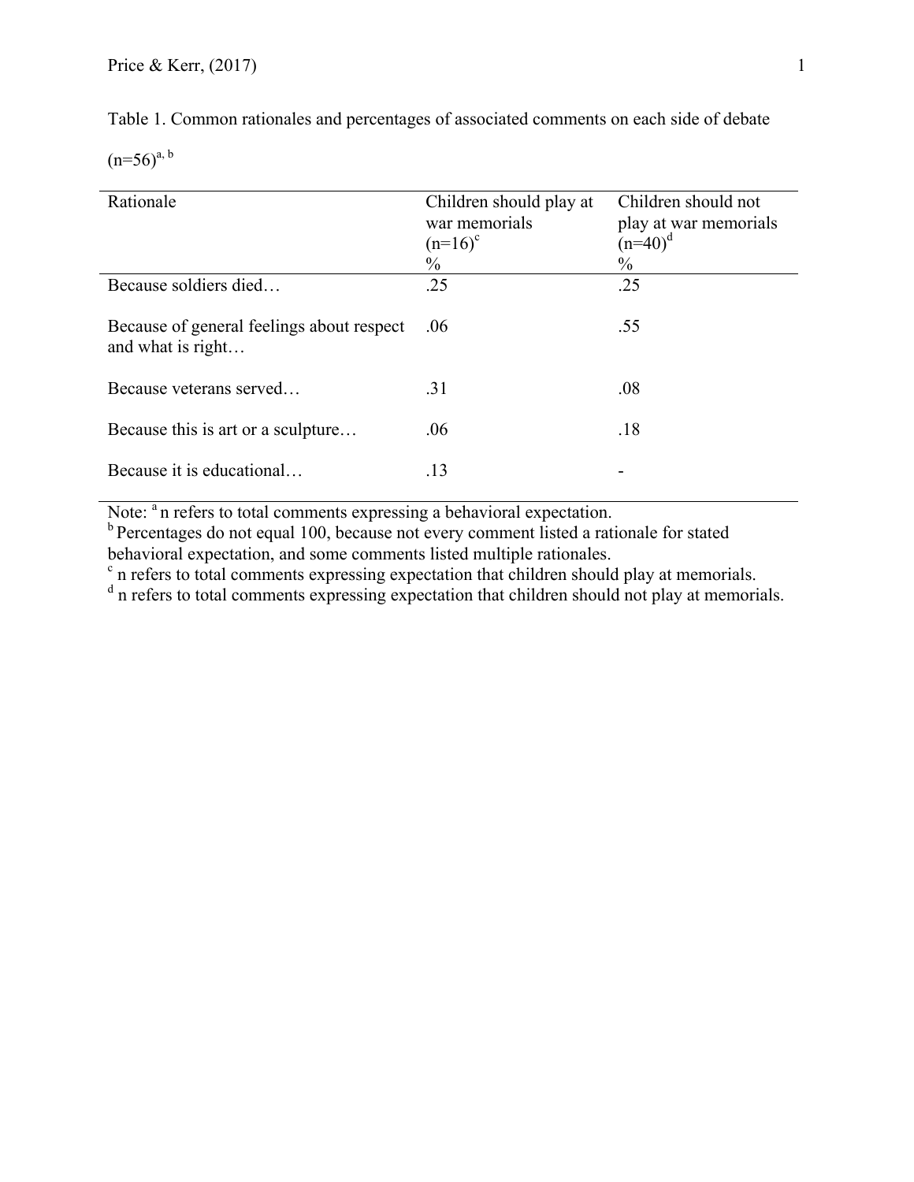Table 1. Common rationales and percentages of associated comments on each side of debate (n=56)[a, b]

| Rationale | Children should play at war memorials (n=16)[c] % | Children should not play at war memorials (n=40)[d] % |
|---|---|---|
| Because soldiers died… | .25 | .25 |
| Because of general feelings about respect and what is right… | .06 | .55 |
| Because veterans served… | .31 | .08 |
| Because this is art or a sculpture… | .06 | .18 |
| Because it is educational… | .13 | - |

Note: [a] n refers to total comments expressing a behavioral expectation.
[b] Percentages do not equal 100, because not every comment listed a rationale for stated behavioral expectation, and some comments listed multiple rationales.
[c] n refers to total comments expressing expectation that children should play at memorials.
[d] n refers to total comments expressing expectation that children should not play at memorials.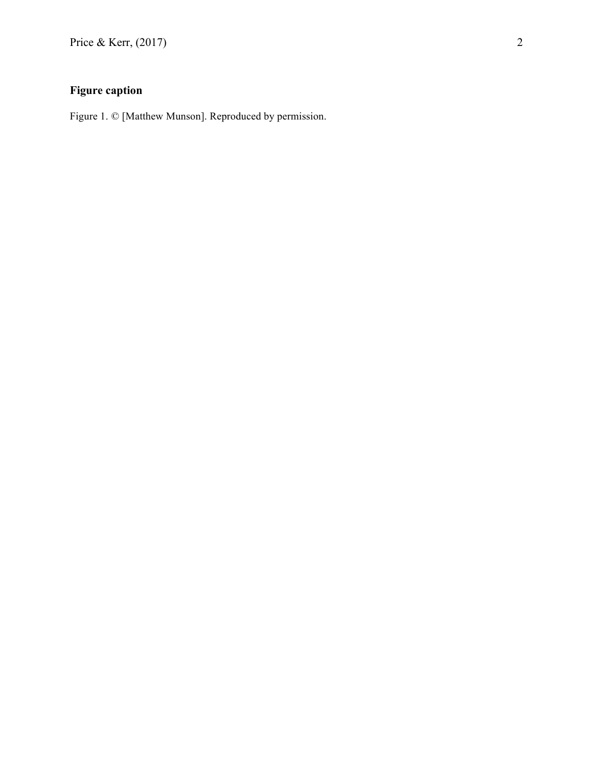**Figure caption**

Figure 1. © [Matthew Munson]. Reproduced by permission.